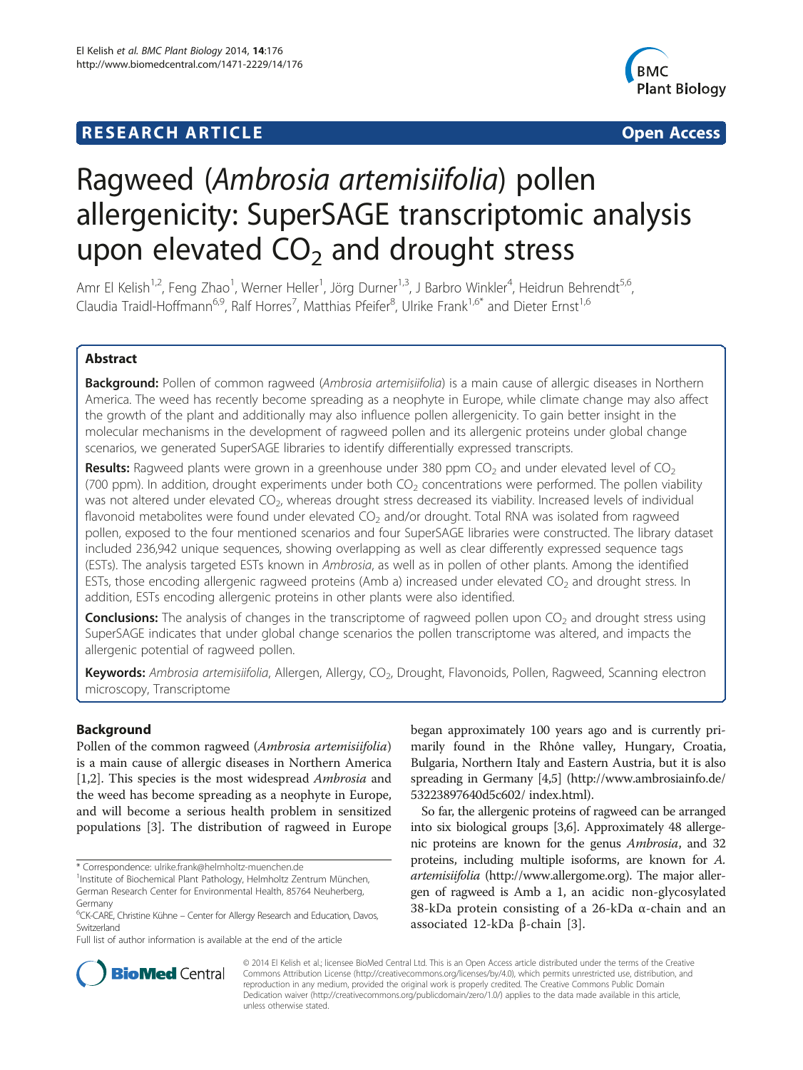RESEARCH ARTICLE Open Access

# Ragweed (*Ambrosia artemisiifolia*) pollen allergenicity: SuperSAGE transcriptomic analysis upon elevated $CO_2$ and drought stress

Amr El Kelish[1,2], Feng Zhao[1], Werner Heller[1], Jörg Durner[1,3], J Barbro Winkler[4], Heidrun Behrendt[5,6], Claudia Traidl-Hoffmann[6,9], Ralf Horres[7], Matthias Pfeifer[8], Ulrike Frank[1,6*] and Dieter Ernst[1,6]

## Abstract

**Background:** Pollen of common ragweed (*Ambrosia artemisiifolia*) is a main cause of allergic diseases in Northern America. The weed has recently become spreading as a neophyte in Europe, while climate change may also affect the growth of the plant and additionally may also influence pollen allergenicity. To gain better insight in the molecular mechanisms in the development of ragweed pollen and its allergenic proteins under global change scenarios, we generated SuperSAGE libraries to identify differentially expressed transcripts.

**Results:** Ragweed plants were grown in a greenhouse under 380 ppm $CO_2$ and under elevated level of $CO_2$ (700 ppm). In addition, drought experiments under both $CO_2$ concentrations were performed. The pollen viability was not altered under elevated $CO_2$, whereas drought stress decreased its viability. Increased levels of individual flavonoid metabolites were found under elevated $CO_2$ and/or drought. Total RNA was isolated from ragweed pollen, exposed to the four mentioned scenarios and four SuperSAGE libraries were constructed. The library dataset included 236,942 unique sequences, showing overlapping as well as clear differently expressed sequence tags (ESTs). The analysis targeted ESTs known in *Ambrosia*, as well as in pollen of other plants. Among the identified ESTs, those encoding allergenic ragweed proteins (Amb a) increased under elevated $CO_2$ and drought stress. In addition, ESTs encoding allergenic proteins in other plants were also identified.

**Conclusions:** The analysis of changes in the transcriptome of ragweed pollen upon $CO_2$ and drought stress using SuperSAGE indicates that under global change scenarios the pollen transcriptome was altered, and impacts the allergenic potential of ragweed pollen.

**Keywords:** *Ambrosia artemisiifolia*, Allergen, Allergy, $CO_2$, Drought, Flavonoids, Pollen, Ragweed, Scanning electron microscopy, Transcriptome

## Background

Pollen of the common ragweed (*Ambrosia artemisiifolia*) is a main cause of allergic diseases in Northern America [1,2]. This species is the most widespread *Ambrosia* and the weed has become spreading as a neophyte in Europe, and will become a serious health problem in sensitized populations [3]. The distribution of ragweed in Europe began approximately 100 years ago and is currently primarily found in the Rhône valley, Hungary, Croatia, Bulgaria, Northern Italy and Eastern Austria, but it is also spreading in Germany [4,5] (http://www.ambrosiainfo.de/53223897640d5c602/ index.html).

So far, the allergenic proteins of ragweed can be arranged into six biological groups [3,6]. Approximately 48 allergenic proteins are known for the genus *Ambrosia*, and 32 proteins, including multiple isoforms, are known for *A. artemisiifolia* (http://www.allergome.org). The major allergen of ragweed is Amb a 1, an acidic non-glycosylated 38-kDa protein consisting of a 26-kDa α-chain and an associated 12-kDa β-chain [3].

\* Correspondence: ulrike.frank@helmholtz-muenchen.de
[1]Institute of Biochemical Plant Pathology, Helmholtz Zentrum München, German Research Center for Environmental Health, 85764 Neuherberg, Germany
[6]CK-CARE, Christine Kühne – Center for Allergy Research and Education, Davos, Switzerland
Full list of author information is available at the end of the article

© 2014 El Kelish et al.; licensee BioMed Central Ltd. This is an Open Access article distributed under the terms of the Creative Commons Attribution License (http://creativecommons.org/licenses/by/4.0), which permits unrestricted use, distribution, and reproduction in any medium, provided the original work is properly credited. The Creative Commons Public Domain Dedication waiver (http://creativecommons.org/publicdomain/zero/1.0/) applies to the data made available in this article, unless otherwise stated.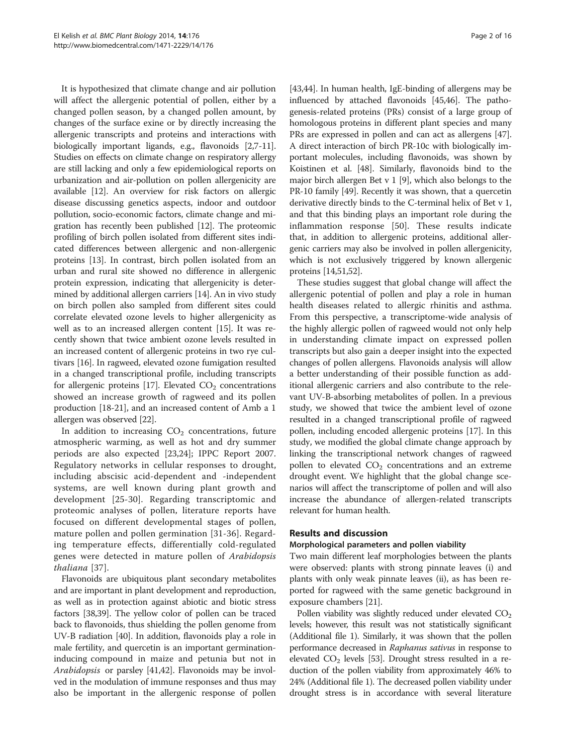It is hypothesized that climate change and air pollution will affect the allergenic potential of pollen, either by a changed pollen season, by a changed pollen amount, by changes of the surface exine or by directly increasing the allergenic transcripts and proteins and interactions with biologically important ligands, e.g., flavonoids [2,7-11]. Studies on effects on climate change on respiratory allergy are still lacking and only a few epidemiological reports on urbanization and air-pollution on pollen allergenicity are available [12]. An overview for risk factors on allergic disease discussing genetics aspects, indoor and outdoor pollution, socio-economic factors, climate change and migration has recently been published [12]. The proteomic profiling of birch pollen isolated from different sites indicated differences between allergenic and non-allergenic proteins [13]. In contrast, birch pollen isolated from an urban and rural site showed no difference in allergenic protein expression, indicating that allergenicity is determined by additional allergen carriers [14]. An in vivo study on birch pollen also sampled from different sites could correlate elevated ozone levels to higher allergenicity as well as to an increased allergen content [15]. It was recently shown that twice ambient ozone levels resulted in an increased content of allergenic proteins in two rye cultivars [16]. In ragweed, elevated ozone fumigation resulted in a changed transcriptional profile, including transcripts for allergenic proteins [17]. Elevated $CO_2$ concentrations showed an increase growth of ragweed and its pollen production [18-21], and an increased content of Amb a 1 allergen was observed [22].

In addition to increasing $CO_2$ concentrations, future atmospheric warming, as well as hot and dry summer periods are also expected [23,24]; IPPC Report 2007. Regulatory networks in cellular responses to drought, including abscisic acid-dependent and -independent systems, are well known during plant growth and development [25-30]. Regarding transcriptomic and proteomic analyses of pollen, literature reports have focused on different developmental stages of pollen, mature pollen and pollen germination [31-36]. Regarding temperature effects, differentially cold-regulated genes were detected in mature pollen of *Arabidopsis thaliana* [37].

Flavonoids are ubiquitous plant secondary metabolites and are important in plant development and reproduction, as well as in protection against abiotic and biotic stress factors [38,39]. The yellow color of pollen can be traced back to flavonoids, thus shielding the pollen genome from UV-B radiation [40]. In addition, flavonoids play a role in male fertility, and quercetin is an important germination-inducing compound in maize and petunia but not in *Arabidopsis* or parsley [41,42]. Flavonoids may be involved in the modulation of immune responses and thus may also be important in the allergenic response of pollen [43,44]. In human health, IgE-binding of allergens may be influenced by attached flavonoids [45,46]. The pathogenesis-related proteins (PRs) consist of a large group of homologous proteins in different plant species and many PRs are expressed in pollen and can act as allergens [47]. A direct interaction of birch PR-10c with biologically important molecules, including flavonoids, was shown by Koistinen et al. [48]. Similarly, flavonoids bind to the major birch allergen Bet v 1 [9], which also belongs to the PR-10 family [49]. Recently it was shown, that a quercetin derivative directly binds to the C-terminal helix of Bet v 1, and that this binding plays an important role during the inflammation response [50]. These results indicate that, in addition to allergenic proteins, additional allergenic carriers may also be involved in pollen allergenicity, which is not exclusively triggered by known allergenic proteins [14,51,52].

These studies suggest that global change will affect the allergenic potential of pollen and play a role in human health diseases related to allergic rhinitis and asthma. From this perspective, a transcriptome-wide analysis of the highly allergic pollen of ragweed would not only help in understanding climate impact on expressed pollen transcripts but also gain a deeper insight into the expected changes of pollen allergens. Flavonoids analysis will allow a better understanding of their possible function as additional allergenic carriers and also contribute to the relevant UV-B-absorbing metabolites of pollen. In a previous study, we showed that twice the ambient level of ozone resulted in a changed transcriptional profile of ragweed pollen, including encoded allergenic proteins [17]. In this study, we modified the global climate change approach by linking the transcriptional network changes of ragweed pollen to elevated $CO_2$ concentrations and an extreme drought event. We highlight that the global change scenarios will affect the transcriptome of pollen and will also increase the abundance of allergen-related transcripts relevant for human health.

## Results and discussion

### Morphological parameters and pollen viability

Two main different leaf morphologies between the plants were observed: plants with strong pinnate leaves (i) and plants with only weak pinnate leaves (ii), as has been reported for ragweed with the same genetic background in exposure chambers [21].

Pollen viability was slightly reduced under elevated $CO_2$ levels; however, this result was not statistically significant (Additional file 1). Similarly, it was shown that the pollen performance decreased in *Raphanus sativus* in response to elevated $CO_2$ levels [53]. Drought stress resulted in a reduction of the pollen viability from approximately 46% to 24% (Additional file 1). The decreased pollen viability under drought stress is in accordance with several literature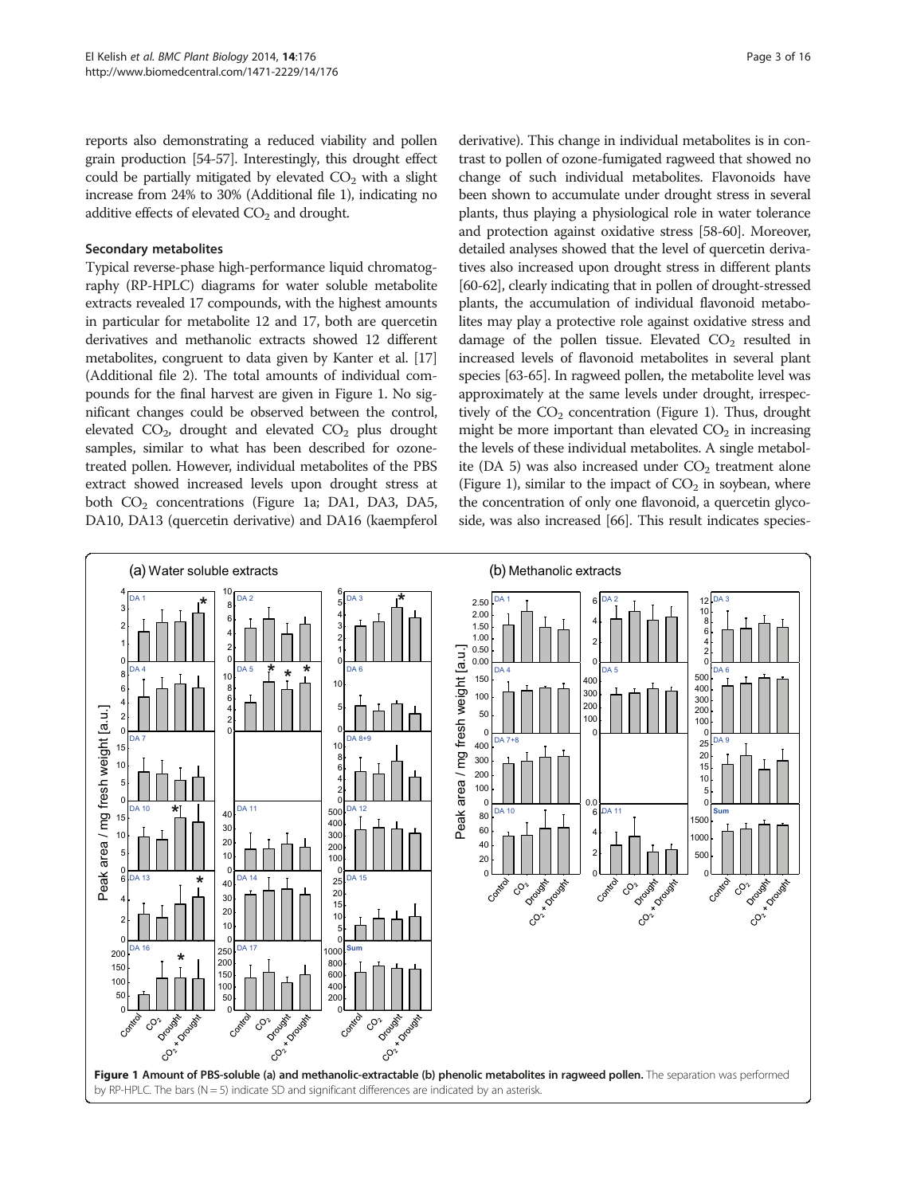reports also demonstrating a reduced viability and pollen grain production [54-57]. Interestingly, this drought effect could be partially mitigated by elevated $CO_2$ with a slight increase from 24% to 30% (Additional file 1), indicating no additive effects of elevated $CO_2$ and drought.

### Secondary metabolites

Typical reverse-phase high-performance liquid chromatography (RP-HPLC) diagrams for water soluble metabolite extracts revealed 17 compounds, with the highest amounts in particular for metabolite 12 and 17, both are quercetin derivatives and methanolic extracts showed 12 different metabolites, congruent to data given by Kanter et al. [17] (Additional file 2). The total amounts of individual compounds for the final harvest are given in Figure 1. No significant changes could be observed between the control, elevated $CO_2$, drought and elevated $CO_2$ plus drought samples, similar to what has been described for ozone-treated pollen. However, individual metabolites of the PBS extract showed increased levels upon drought stress at both $CO_2$ concentrations (Figure 1a; DA1, DA3, DA5, DA10, DA13 (quercetin derivative) and DA16 (kaempferol derivative). This change in individual metabolites is in contrast to pollen of ozone-fumigated ragweed that showed no change of such individual metabolites. Flavonoids have been shown to accumulate under drought stress in several plants, thus playing a physiological role in water tolerance and protection against oxidative stress [58-60]. Moreover, detailed analyses showed that the level of quercetin derivatives also increased upon drought stress in different plants [60-62], clearly indicating that in pollen of drought-stressed plants, the accumulation of individual flavonoid metabolites may play a protective role against oxidative stress and damage of the pollen tissue. Elevated $CO_2$ resulted in increased levels of flavonoid metabolites in several plant species [63-65]. In ragweed pollen, the metabolite level was approximately at the same levels under drought, irrespectively of the $CO_2$ concentration (Figure 1). Thus, drought might be more important than elevated $CO_2$ in increasing the levels of these individual metabolites. A single metabolite (DA 5) was also increased under $CO_2$ treatment alone (Figure 1), similar to the impact of $CO_2$ in soybean, where the concentration of only one flavonoid, a quercetin glycoside, was also increased [66]. This result indicates species-

**Figure 1 Amount of PBS-soluble (a) and methanolic-extractable (b) phenolic metabolites in ragweed pollen.** The separation was performed by RP-HPLC. The bars (N = 5) indicate SD and significant differences are indicated by an asterisk.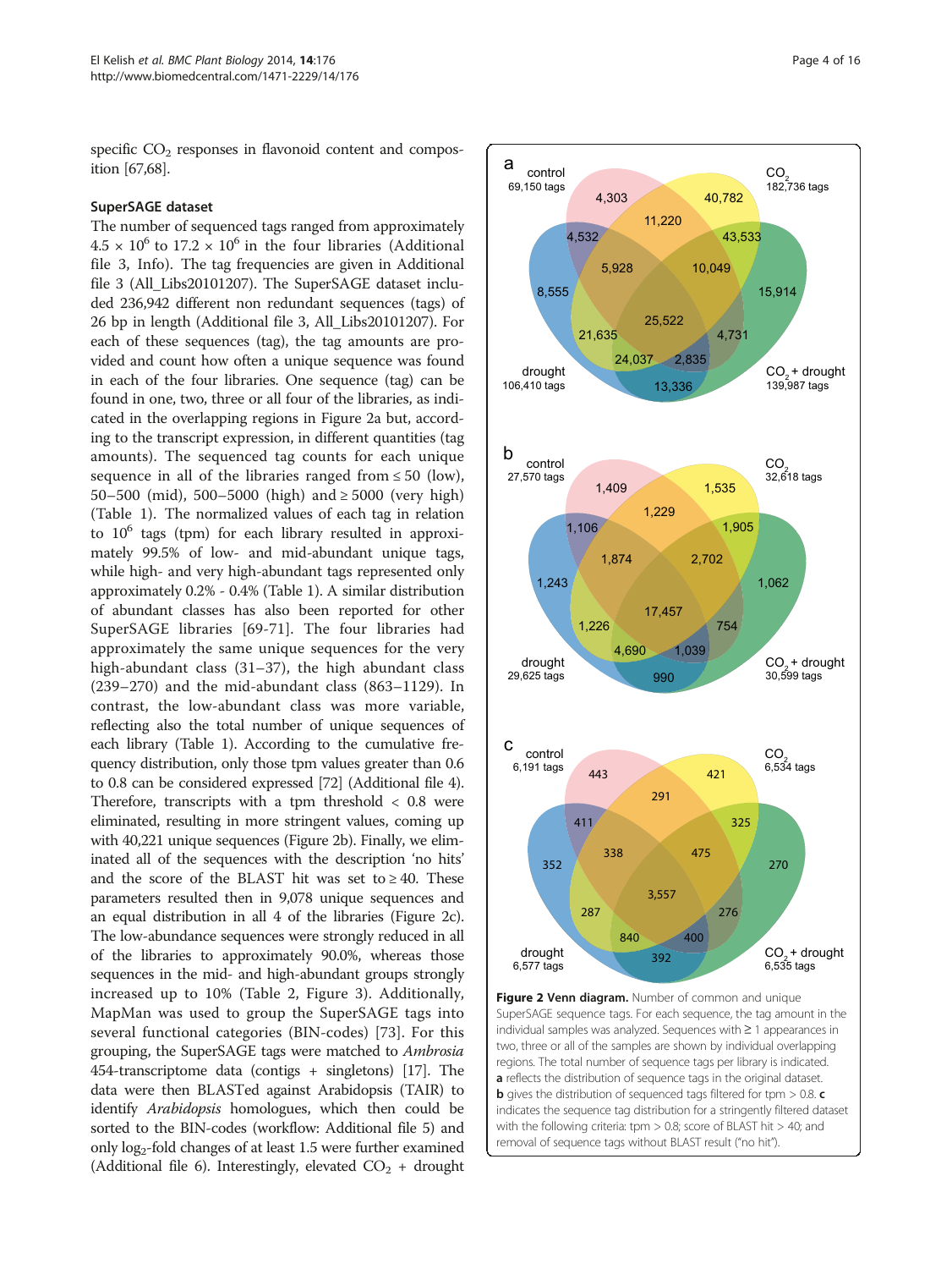specific $CO_2$ responses in flavonoid content and composition [67,68].

### SuperSAGE dataset

The number of sequenced tags ranged from approximately $4.5 \times 10^6$ to $17.2 \times 10^6$ in the four libraries (Additional file 3, Info). The tag frequencies are given in Additional file 3 (All_Libs20101207). The SuperSAGE dataset included 236,942 different non redundant sequences (tags) of 26 bp in length (Additional file 3, All_Libs20101207). For each of these sequences (tag), the tag amounts are provided and count how often a unique sequence was found in each of the four libraries. One sequence (tag) can be found in one, two, three or all four of the libraries, as indicated in the overlapping regions in Figure 2a but, according to the transcript expression, in different quantities (tag amounts). The sequenced tag counts for each unique sequence in all of the libraries ranged from ≤ 50 (low), 50–500 (mid), 500–5000 (high) and ≥ 5000 (very high) (Table 1). The normalized values of each tag in relation to $10^6$ tags (tpm) for each library resulted in approximately 99.5% of low- and mid-abundant unique tags, while high- and very high-abundant tags represented only approximately 0.2% - 0.4% (Table 1). A similar distribution of abundant classes has also been reported for other SuperSAGE libraries [69-71]. The four libraries had approximately the same unique sequences for the very high-abundant class (31–37), the high abundant class (239–270) and the mid-abundant class (863–1129). In contrast, the low-abundant class was more variable, reflecting also the total number of unique sequences of each library (Table 1). According to the cumulative frequency distribution, only those tpm values greater than 0.6 to 0.8 can be considered expressed [72] (Additional file 4). Therefore, transcripts with a tpm threshold < 0.8 were eliminated, resulting in more stringent values, coming up with 40,221 unique sequences (Figure 2b). Finally, we eliminated all of the sequences with the description 'no hits' and the score of the BLAST hit was set to ≥ 40. These parameters resulted then in 9,078 unique sequences and an equal distribution in all 4 of the libraries (Figure 2c). The low-abundance sequences were strongly reduced in all of the libraries to approximately 90.0%, whereas those sequences in the mid- and high-abundant groups strongly increased up to 10% (Table 2, Figure 3). Additionally, MapMan was used to group the SuperSAGE tags into several functional categories (BIN-codes) [73]. For this grouping, the SuperSAGE tags were matched to *Ambrosia* 454-transcriptome data (contigs + singletons) [17]. The data were then BLASTed against Arabidopsis (TAIR) to identify *Arabidopsis* homologues, which then could be sorted to the BIN-codes (workflow: Additional file 5) and only $\log_2$-fold changes of at least 1.5 were further examined (Additional file 6). Interestingly, elevated $CO_2$ + drought

**Figure 2 Venn diagram.** Number of common and unique SuperSAGE sequence tags. For each sequence, the tag amount in the individual samples was analyzed. Sequences with ≥ 1 appearances in two, three or all of the samples are shown by individual overlapping regions. The total number of sequence tags per library is indicated. **a** reflects the distribution of sequence tags in the original dataset. **b** gives the distribution of sequenced tags filtered for tpm > 0.8. **c** indicates the sequence tag distribution for a stringently filtered dataset with the following criteria: tpm > 0.8; score of BLAST hit > 40; and removal of sequence tags without BLAST result ("no hit").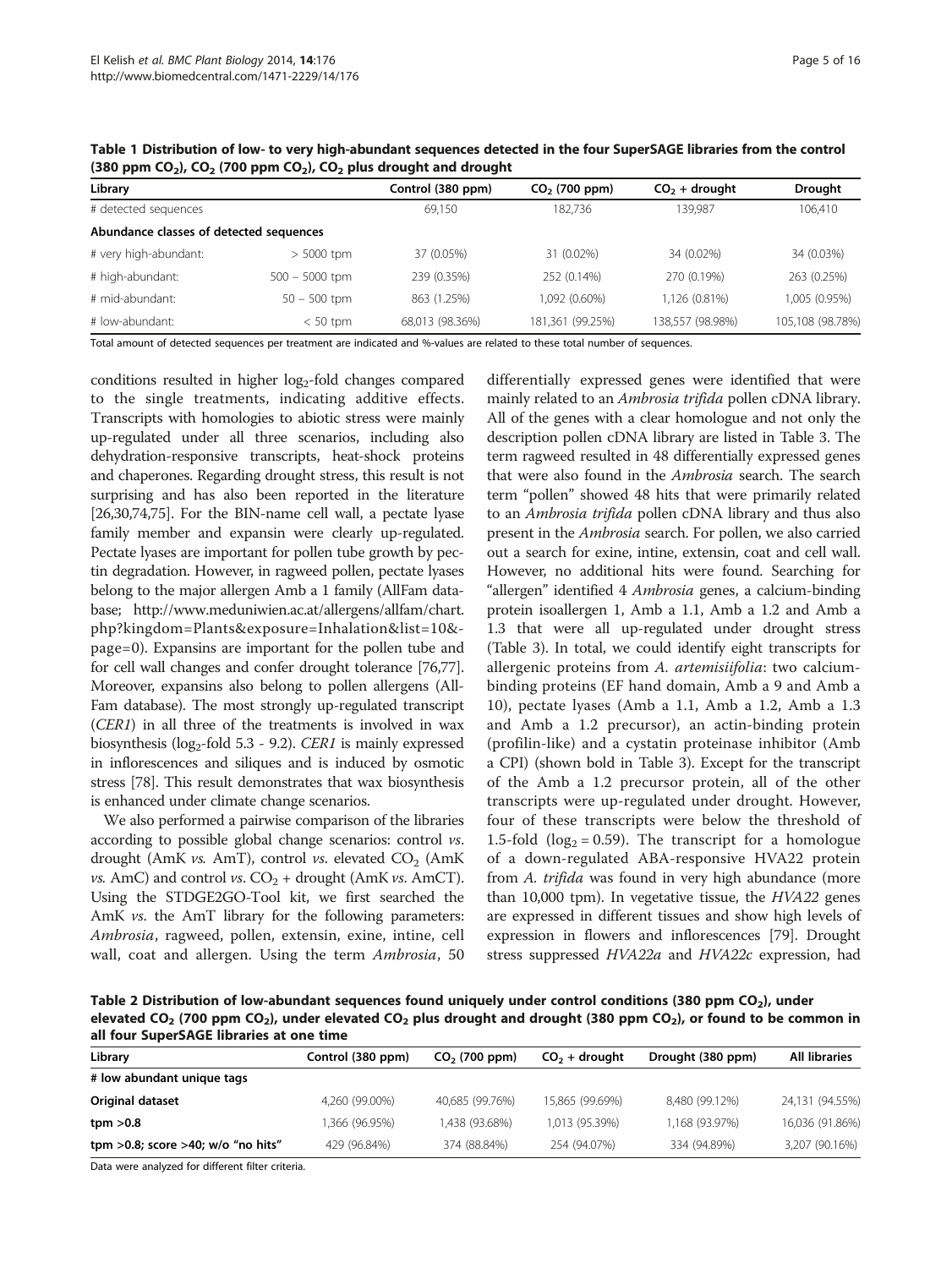**Table 1 Distribution of low- to very high-abundant sequences detected in the four SuperSAGE libraries from the control (380 ppm $CO_2$), $CO_2$ (700 ppm $CO_2$), $CO_2$ plus drought and drought**

| Library | | Control (380 ppm) | $CO_2$ (700 ppm) | $CO_2$ + drought | Drought |
|---|---|---|---|---|---|
| # detected sequences | | 69,150 | 182,736 | 139,987 | 106,410 |
| **Abundance classes of detected sequences** | | | | | |
| # very high-abundant: | > 5000 tpm | 37 (0.05%) | 31 (0.02%) | 34 (0.02%) | 34 (0.03%) |
| # high-abundant: | 500 – 5000 tpm | 239 (0.35%) | 252 (0.14%) | 270 (0.19%) | 263 (0.25%) |
| # mid-abundant: | 50 – 500 tpm | 863 (1.25%) | 1,092 (0.60%) | 1,126 (0.81%) | 1,005 (0.95%) |
| # low-abundant: | < 50 tpm | 68,013 (98.36%) | 181,361 (99.25%) | 138,557 (98.98%) | 105,108 (98.78%) |

Total amount of detected sequences per treatment are indicated and %-values are related to these total number of sequences.

conditions resulted in higher $log_2$-fold changes compared to the single treatments, indicating additive effects. Transcripts with homologies to abiotic stress were mainly up-regulated under all three scenarios, including also dehydration-responsive transcripts, heat-shock proteins and chaperones. Regarding drought stress, this result is not surprising and has also been reported in the literature [26,30,74,75]. For the BIN-name cell wall, a pectate lyase family member and expansin were clearly up-regulated. Pectate lyases are important for pollen tube growth by pectin degradation. However, in ragweed pollen, pectate lyases belong to the major allergen Amb a 1 family (AllFam database; http://www.meduniwien.ac.at/allergens/allfam/chart.php?kingdom=Plants&exposure=Inhalation&list=10&page=0). Expansins are important for the pollen tube and for cell wall changes and confer drought tolerance [76,77]. Moreover, expansins also belong to pollen allergens (AllFam database). The most strongly up-regulated transcript (*CER1*) in all three of the treatments is involved in wax biosynthesis ($log_2$-fold 5.3 - 9.2). *CER1* is mainly expressed in inflorescences and siliques and is induced by osmotic stress [78]. This result demonstrates that wax biosynthesis is enhanced under climate change scenarios.

We also performed a pairwise comparison of the libraries according to possible global change scenarios: control *vs.* drought (AmK *vs.* AmT), control *vs.* elevated $CO_2$ (AmK *vs.* AmC) and control *vs.* $CO_2$ + drought (AmK *vs.* AmCT). Using the STDGE2GO-Tool kit, we first searched the AmK *vs.* the AmT library for the following parameters: *Ambrosia*, ragweed, pollen, extensin, exine, intine, cell wall, coat and allergen. Using the term *Ambrosia*, 50 differentially expressed genes were identified that were mainly related to an *Ambrosia trifida* pollen cDNA library. All of the genes with a clear homologue and not only the description pollen cDNA library are listed in Table 3. The term ragweed resulted in 48 differentially expressed genes that were also found in the *Ambrosia* search. The search term "pollen" showed 48 hits that were primarily related to an *Ambrosia trifida* pollen cDNA library and thus also present in the *Ambrosia* search. For pollen, we also carried out a search for exine, intine, extensin, coat and cell wall. However, no additional hits were found. Searching for "allergen" identified 4 *Ambrosia* genes, a calcium-binding protein isoallergen 1, Amb a 1.1, Amb a 1.2 and Amb a 1.3 that were all up-regulated under drought stress (Table 3). In total, we could identify eight transcripts for allergenic proteins from *A. artemisiifolia*: two calcium-binding proteins (EF hand domain, Amb a 9 and Amb a 10), pectate lyases (Amb a 1.1, Amb a 1.2, Amb a 1.3 and Amb a 1.2 precursor), an actin-binding protein (profilin-like) and a cystatin proteinase inhibitor (Amb a CPI) (shown bold in Table 3). Except for the transcript of the Amb a 1.2 precursor protein, all of the other transcripts were up-regulated under drought. However, four of these transcripts were below the threshold of 1.5-fold ($log_2$ = 0.59). The transcript for a homologue of a down-regulated ABA-responsive HVA22 protein from *A. trifida* was found in very high abundance (more than 10,000 tpm). In vegetative tissue, the *HVA22* genes are expressed in different tissues and show high levels of expression in flowers and inflorescences [79]. Drought stress suppressed *HVA22a* and *HVA22c* expression, had

**Table 2 Distribution of low-abundant sequences found uniquely under control conditions (380 ppm $CO_2$), under elevated $CO_2$ (700 ppm $CO_2$), under elevated $CO_2$ plus drought and drought (380 ppm $CO_2$), or found to be common in all four SuperSAGE libraries at one time**

| Library | Control (380 ppm) | $CO_2$ (700 ppm) | $CO_2$ + drought | Drought (380 ppm) | All libraries |
|---|---|---|---|---|---|
| **# low abundant unique tags** | | | | | |
| **Original dataset** | 4,260 (99.00%) | 40,685 (99.76%) | 15,865 (99.69%) | 8,480 (99.12%) | 24,131 (94.55%) |
| **tpm >0.8** | 1,366 (96.95%) | 1,438 (93.68%) | 1,013 (95.39%) | 1,168 (93.97%) | 16,036 (91.86%) |
| **tpm >0.8; score >40; w/o "no hits"** | 429 (96.84%) | 374 (88.84%) | 254 (94.07%) | 334 (94.89%) | 3,207 (90.16%) |

Data were analyzed for different filter criteria.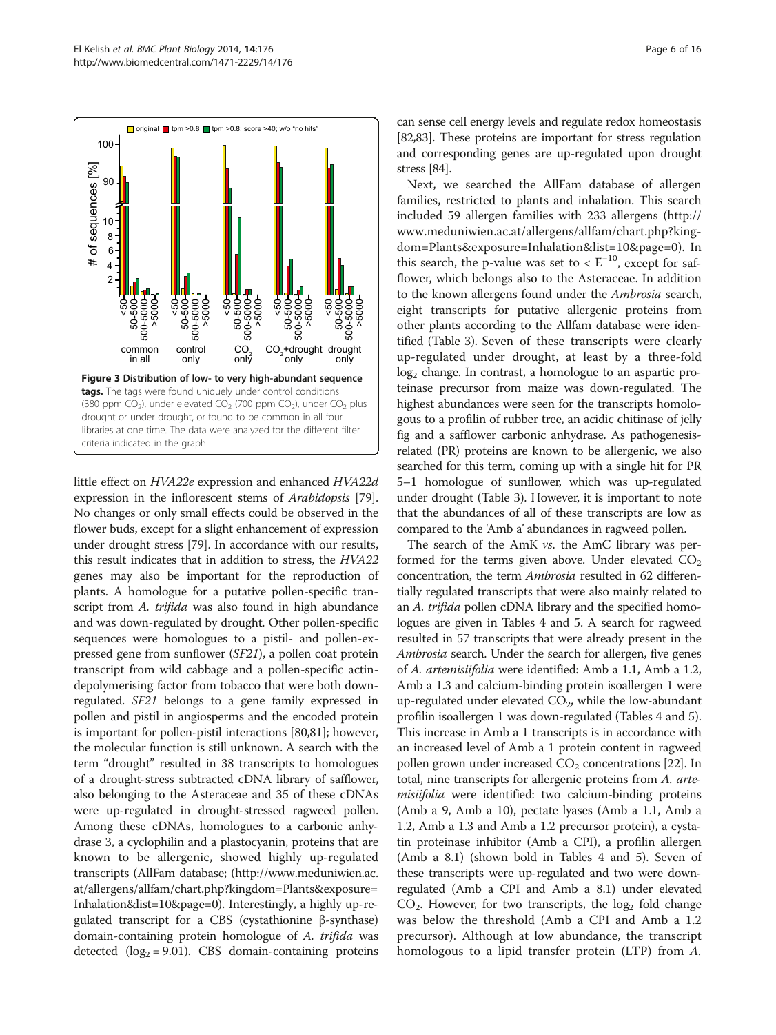**Figure 3 Distribution of low- to very high-abundant sequence tags.** The tags were found uniquely under control conditions (380 ppm $CO_2$), under elevated $CO_2$ (700 ppm $CO_2$), under $CO_2$ plus drought or under drought, or found to be common in all four libraries at one time. The data were analyzed for the different filter criteria indicated in the graph.

little effect on *HVA22e* expression and enhanced *HVA22d* expression in the inflorescent stems of *Arabidopsis* [79]. No changes or only small effects could be observed in the flower buds, except for a slight enhancement of expression under drought stress [79]. In accordance with our results, this result indicates that in addition to stress, the *HVA22* genes may also be important for the reproduction of plants. A homologue for a putative pollen-specific transcript from *A. trifida* was also found in high abundance and was down-regulated by drought. Other pollen-specific sequences were homologues to a pistil- and pollen-expressed gene from sunflower (*SF21*), a pollen coat protein transcript from wild cabbage and a pollen-specific actin-depolymerising factor from tobacco that were both down-regulated. *SF21* belongs to a gene family expressed in pollen and pistil in angiosperms and the encoded protein is important for pollen-pistil interactions [80,81]; however, the molecular function is still unknown. A search with the term "drought" resulted in 38 transcripts to homologues of a drought-stress subtracted cDNA library of safflower, also belonging to the Asteraceae and 35 of these cDNAs were up-regulated in drought-stressed ragweed pollen. Among these cDNAs, homologues to a carbonic anhydrase 3, a cyclophilin and a plastocyanin, proteins that are known to be allergenic, showed highly up-regulated transcripts (AllFam database; (http://www.meduniwien.ac.at/allergens/allfam/chart.php?kingdom=Plants&exposure=Inhalation&list=10&page=0). Interestingly, a highly up-regulated transcript for a CBS (cystathionine β-synthase) domain-containing protein homologue of *A. trifida* was detected ($\log_2 = 9.01$). CBS domain-containing proteins can sense cell energy levels and regulate redox homeostasis [82,83]. These proteins are important for stress regulation and corresponding genes are up-regulated upon drought stress [84].

Next, we searched the AllFam database of allergen families, restricted to plants and inhalation. This search included 59 allergen families with 233 allergens (http://www.meduniwien.ac.at/allergens/allfam/chart.php?kingdom=Plants&exposure=Inhalation&list=10&page=0). In this search, the p-value was set to $< E^{-10}$, except for safflower, which belongs also to the Asteraceae. In addition to the known allergens found under the *Ambrosia* search, eight transcripts for putative allergenic proteins from other plants according to the Allfam database were identified (Table 3). Seven of these transcripts were clearly up-regulated under drought, at least by a three-fold $\log_2$ change. In contrast, a homologue to an aspartic proteinase precursor from maize was down-regulated. The highest abundances were seen for the transcripts homologous to a profilin of rubber tree, an acidic chitinase of jelly fig and a safflower carbonic anhydrase. As pathogenesis-related (PR) proteins are known to be allergenic, we also searched for this term, coming up with a single hit for PR 5–1 homologue of sunflower, which was up-regulated under drought (Table 3). However, it is important to note that the abundances of all of these transcripts are low as compared to the 'Amb a' abundances in ragweed pollen.

The search of the AmK *vs.* the AmC library was performed for the terms given above. Under elevated $CO_2$ concentration, the term *Ambrosia* resulted in 62 differentially regulated transcripts that were also mainly related to an *A. trifida* pollen cDNA library and the specified homologues are given in Tables 4 and 5. A search for ragweed resulted in 57 transcripts that were already present in the *Ambrosia* search. Under the search for allergen, five genes of *A. artemisiifolia* were identified: Amb a 1.1, Amb a 1.2, Amb a 1.3 and calcium-binding protein isoallergen 1 were up-regulated under elevated $CO_2$, while the low-abundant profilin isoallergen 1 was down-regulated (Tables 4 and 5). This increase in Amb a 1 transcripts is in accordance with an increased level of Amb a 1 protein content in ragweed pollen grown under increased $CO_2$ concentrations [22]. In total, nine transcripts for allergenic proteins from *A. artemisiifolia* were identified: two calcium-binding proteins (Amb a 9, Amb a 10), pectate lyases (Amb a 1.1, Amb a 1.2, Amb a 1.3 and Amb a 1.2 precursor protein), a cystatin proteinase inhibitor (Amb a CPI), a profilin allergen (Amb a 8.1) (shown bold in Tables 4 and 5). Seven of these transcripts were up-regulated and two were down-regulated (Amb a CPI and Amb a 8.1) under elevated $CO_2$. However, for two transcripts, the $\log_2$ fold change was below the threshold (Amb a CPI and Amb a 1.2 precursor). Although at low abundance, the transcript homologous to a lipid transfer protein (LTP) from *A.*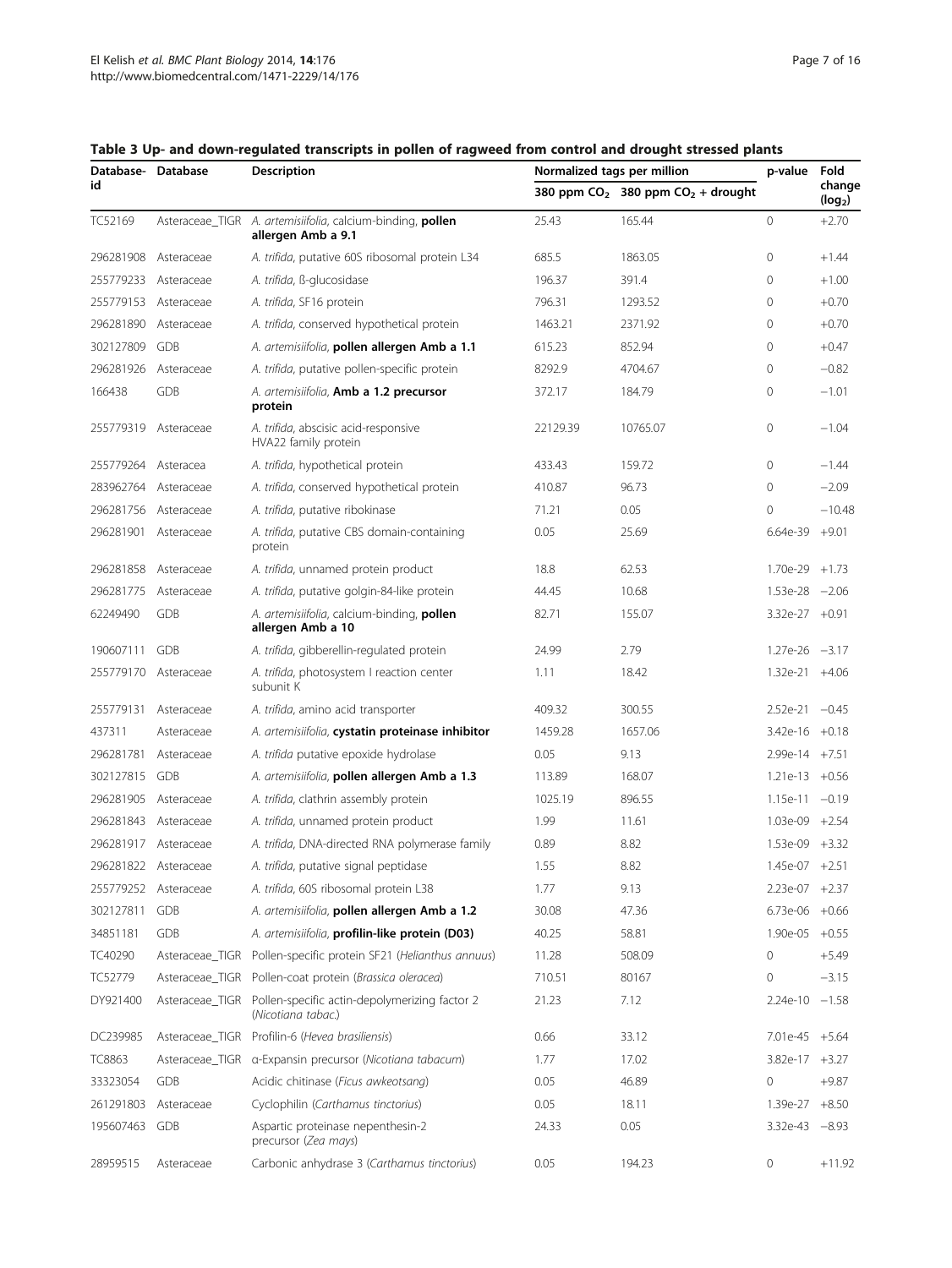**Table 3 Up- and down-regulated transcripts in pollen of ragweed from control and drought stressed plants**

| Database-id | Database | Description | Normalized tags per million | | p-value | Fold change ($log_2$) |
|---|---|---|---|---|---|---|
| | | | 380 ppm $CO_2$ | 380 ppm $CO_2$ + drought | | |
| TC52169 | Asteraceae_TIGR | *A. artemisiifolia*, calcium-binding, **pollen allergen Amb a 9.1** | 25.43 | 165.44 | 0 | +2.70 |
| 296281908 | Asteraceae | *A. trifida*, putative 60S ribosomal protein L34 | 685.5 | 1863.05 | 0 | +1.44 |
| 255779233 | Asteraceae | *A. trifida*, ß-glucosidase | 196.37 | 391.4 | 0 | +1.00 |
| 255779153 | Asteraceae | *A. trifida*, SF16 protein | 796.31 | 1293.52 | 0 | +0.70 |
| 296281890 | Asteraceae | *A. trifida*, conserved hypothetical protein | 1463.21 | 2371.92 | 0 | +0.70 |
| 302127809 | GDB | *A. artemisiifolia*, **pollen allergen Amb a 1.1** | 615.23 | 852.94 | 0 | +0.47 |
| 296281926 | Asteraceae | *A. trifida*, putative pollen-specific protein | 8292.9 | 4704.67 | 0 | −0.82 |
| 166438 | GDB | *A. artemisiifolia*, **Amb a 1.2 precursor protein** | 372.17 | 184.79 | 0 | −1.01 |
| 255779319 | Asteraceae | *A. trifida*, abscisic acid-responsive HVA22 family protein | 22129.39 | 10765.07 | 0 | −1.04 |
| 255779264 | Asteracea | *A. trifida*, hypothetical protein | 433.43 | 159.72 | 0 | −1.44 |
| 283962764 | Asteraceae | *A. trifida*, conserved hypothetical protein | 410.87 | 96.73 | 0 | −2.09 |
| 296281756 | Asteraceae | *A. trifida*, putative ribokinase | 71.21 | 0.05 | 0 | −10.48 |
| 296281901 | Asteraceae | *A. trifida*, putative CBS domain-containing protein | 0.05 | 25.69 | 6.64e-39 | +9.01 |
| 296281858 | Asteraceae | *A. trifida*, unnamed protein product | 18.8 | 62.53 | 1.70e-29 | +1.73 |
| 296281775 | Asteraceae | *A. trifida*, putative golgin-84-like protein | 44.45 | 10.68 | 1.53e-28 | −2.06 |
| 62249490 | GDB | *A. artemisiifolia*, calcium-binding, **pollen allergen Amb a 10** | 82.71 | 155.07 | 3.32e-27 | +0.91 |
| 190607111 | GDB | *A. trifida*, gibberellin-regulated protein | 24.99 | 2.79 | 1.27e-26 | −3.17 |
| 255779170 | Asteraceae | *A. trifida*, photosystem I reaction center subunit K | 1.11 | 18.42 | 1.32e-21 | +4.06 |
| 255779131 | Asteraceae | *A. trifida*, amino acid transporter | 409.32 | 300.55 | 2.52e-21 | −0.45 |
| 437311 | Asteraceae | *A. artemisiifolia*, **cystatin proteinase inhibitor** | 1459.28 | 1657.06 | 3.42e-16 | +0.18 |
| 296281781 | Asteraceae | *A. trifida* putative epoxide hydrolase | 0.05 | 9.13 | 2.99e-14 | +7.51 |
| 302127815 | GDB | *A. artemisiifolia*, **pollen allergen Amb a 1.3** | 113.89 | 168.07 | 1.21e-13 | +0.56 |
| 296281905 | Asteraceae | *A. trifida*, clathrin assembly protein | 1025.19 | 896.55 | 1.15e-11 | −0.19 |
| 296281843 | Asteraceae | *A. trifida*, unnamed protein product | 1.99 | 11.61 | 1.03e-09 | +2.54 |
| 296281917 | Asteraceae | *A. trifida*, DNA-directed RNA polymerase family | 0.89 | 8.82 | 1.53e-09 | +3.32 |
| 296281822 | Asteraceae | *A. trifida*, putative signal peptidase | 1.55 | 8.82 | 1.45e-07 | +2.51 |
| 255779252 | Asteraceae | *A. trifida*, 60S ribosomal protein L38 | 1.77 | 9.13 | 2.23e-07 | +2.37 |
| 302127811 | GDB | *A. artemisiifolia*, **pollen allergen Amb a 1.2** | 30.08 | 47.36 | 6.73e-06 | +0.66 |
| 34851181 | GDB | *A. artemisiifolia*, **profilin-like protein (D03)** | 40.25 | 58.81 | 1.90e-05 | +0.55 |
| TC40290 | Asteraceae_TIGR | Pollen-specific protein SF21 (*Helianthus annuus*) | 11.28 | 508.09 | 0 | +5.49 |
| TC52779 | Asteraceae_TIGR | Pollen-coat protein (*Brassica oleracea*) | 710.51 | 80167 | 0 | −3.15 |
| DY921400 | Asteraceae_TIGR | Pollen-specific actin-depolymerizing factor 2 (*Nicotiana tabac.*) | 21.23 | 7.12 | 2.24e-10 | −1.58 |
| DC239985 | Asteraceae_TIGR | Profilin-6 (*Hevea brasiliensis*) | 0.66 | 33.12 | 7.01e-45 | +5.64 |
| TC8863 | Asteraceae_TIGR | α-Expansin precursor (*Nicotiana tabacum*) | 1.77 | 17.02 | 3.82e-17 | +3.27 |
| 33323054 | GDB | Acidic chitinase (*Ficus awkeotsang*) | 0.05 | 46.89 | 0 | +9.87 |
| 261291803 | Asteraceae | Cyclophilin (*Carthamus tinctorius*) | 0.05 | 18.11 | 1.39e-27 | +8.50 |
| 195607463 | GDB | Aspartic proteinase nepenthesin-2 precursor (*Zea mays*) | 24.33 | 0.05 | 3.32e-43 | −8.93 |
| 28959515 | Asteraceae | Carbonic anhydrase 3 (*Carthamus tinctorius*) | 0.05 | 194.23 | 0 | +11.92 |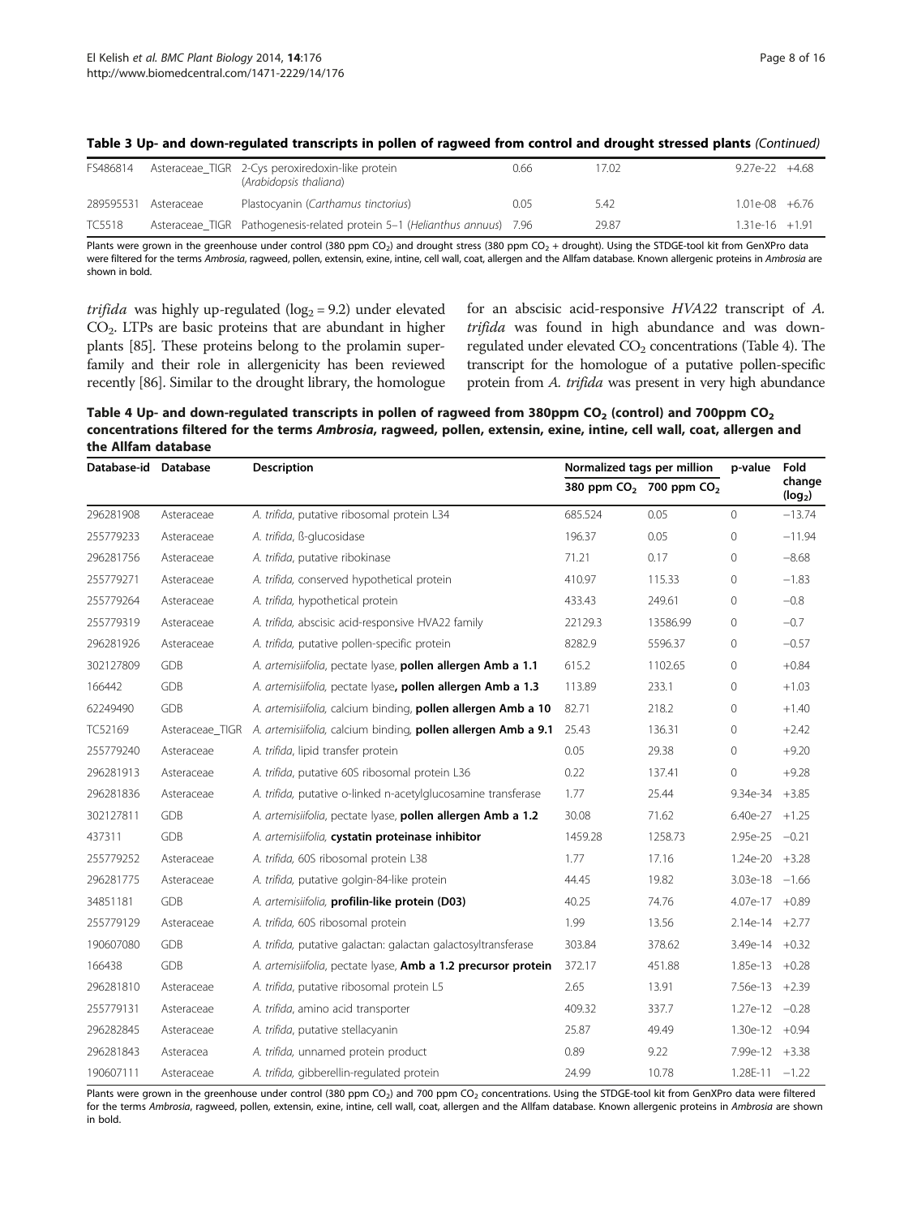**Table 3 Up- and down-regulated transcripts in pollen of ragweed from control and drought stressed plants** *(Continued)*

| | | | | | | |
|---|---|---|---|---|---|---|
| FS486814 | Asteraceae_TIGR | 2-Cys peroxiredoxin-like protein (*Arabidopsis thaliana*) | 0.66 | 17.02 | 9.27e-22 | +4.68 |
| 289595531 | Asteraceae | Plastocyanin (*Carthamus tinctorius*) | 0.05 | 5.42 | 1.01e-08 | +6.76 |
| TC5518 | Asteraceae_TIGR | Pathogenesis-related protein 5–1 (*Helianthus annuus*) | 7.96 | 29.87 | 1.31e-16 | +1.91 |

Plants were grown in the greenhouse under control (380 ppm $CO_2$) and drought stress (380 ppm $CO_2$ + drought). Using the STDGE-tool kit from GenXPro data were filtered for the terms *Ambrosia*, ragweed, pollen, extensin, exine, intine, cell wall, coat, allergen and the Allfam database. Known allergenic proteins in *Ambrosia* are shown in bold.

*trifida* was highly up-regulated ($\log_2 = 9.2$) under elevated $CO_2$. LTPs are basic proteins that are abundant in higher plants [85]. These proteins belong to the prolamin superfamily and their role in allergenicity has been reviewed recently [86]. Similar to the drought library, the homologue for an abscisic acid-responsive *HVA22* transcript of *A. trifida* was found in high abundance and was down-regulated under elevated $CO_2$ concentrations (Table 4). The transcript for the homologue of a putative pollen-specific protein from *A. trifida* was present in very high abundance

**Table 4 Up- and down-regulated transcripts in pollen of ragweed from 380ppm $CO_2$ (control) and 700ppm $CO_2$ concentrations filtered for the terms *Ambrosia*, ragweed, pollen, extensin, exine, intine, cell wall, coat, allergen and the Allfam database**

| Database-id | Database | Description | Normalized tags per million | | p-value | Fold change ($\log_2$) |
|---|---|---|---|---|---|---|
| | | | 380 ppm $CO_2$ | 700 ppm $CO_2$ | | |
| 296281908 | Asteraceae | *A. trifida*, putative ribosomal protein L34 | 685.524 | 0.05 | 0 | −13.74 |
| 255779233 | Asteraceae | *A. trifida*, ß-glucosidase | 196.37 | 0.05 | 0 | −11.94 |
| 296281756 | Asteraceae | *A. trifida*, putative ribokinase | 71.21 | 0.17 | 0 | −8.68 |
| 255779271 | Asteraceae | *A. trifida*, conserved hypothetical protein | 410.97 | 115.33 | 0 | −1.83 |
| 255779264 | Asteraceae | *A. trifida*, hypothetical protein | 433.43 | 249.61 | 0 | −0.8 |
| 255779319 | Asteraceae | *A. trifida*, abscisic acid-responsive HVA22 family | 22129.3 | 13586.99 | 0 | −0.7 |
| 296281926 | Asteraceae | *A. trifida*, putative pollen-specific protein | 8282.9 | 5596.37 | 0 | −0.57 |
| 302127809 | GDB | *A. artemisiifolia*, pectate lyase, **pollen allergen Amb a 1.1** | 615.2 | 1102.65 | 0 | +0.84 |
| 166442 | GDB | *A. artemisiifolia*, pectate lyase**, pollen allergen Amb a 1.3** | 113.89 | 233.1 | 0 | +1.03 |
| 62249490 | GDB | *A. artemisiifolia*, calcium binding, **pollen allergen Amb a 10** | 82.71 | 218.2 | 0 | +1.40 |
| TC52169 | Asteraceae_TIGR | *A. artemisiifolia*, calcium binding, **pollen allergen Amb a 9.1** | 25.43 | 136.31 | 0 | +2.42 |
| 255779240 | Asteraceae | *A. trifida*, lipid transfer protein | 0.05 | 29.38 | 0 | +9.20 |
| 296281913 | Asteraceae | *A. trifida*, putative 60S ribosomal protein L36 | 0.22 | 137.41 | 0 | +9.28 |
| 296281836 | Asteraceae | *A. trifida*, putative o-linked n-acetylglucosamine transferase | 1.77 | 25.44 | 9.34e-34 | +3.85 |
| 302127811 | GDB | *A. artemisiifolia*, pectate lyase, **pollen allergen Amb a 1.2** | 30.08 | 71.62 | 6.40e-27 | +1.25 |
| 437311 | GDB | *A. artemisiifolia*, **cystatin proteinase inhibitor** | 1459.28 | 1258.73 | 2.95e-25 | −0.21 |
| 255779252 | Asteraceae | *A. trifida*, 60S ribosomal protein L38 | 1.77 | 17.16 | 1.24e-20 | +3.28 |
| 296281775 | Asteraceae | *A. trifida*, putative golgin-84-like protein | 44.45 | 19.82 | 3.03e-18 | −1.66 |
| 34851181 | GDB | *A. artemisiifolia*, **profilin-like protein (D03)** | 40.25 | 74.76 | 4.07e-17 | +0.89 |
| 255779129 | Asteraceae | *A. trifida*, 60S ribosomal protein | 1.99 | 13.56 | 2.14e-14 | +2.77 |
| 190607080 | GDB | *A. trifida*, putative galactan: galactan galactosyltransferase | 303.84 | 378.62 | 3.49e-14 | +0.32 |
| 166438 | GDB | *A. artemisiifolia*, pectate lyase, **Amb a 1.2 precursor protein** | 372.17 | 451.88 | 1.85e-13 | +0.28 |
| 296281810 | Asteraceae | *A. trifida*, putative ribosomal protein L5 | 2.65 | 13.91 | 7.56e-13 | +2.39 |
| 255779131 | Asteraceae | *A. trifida*, amino acid transporter | 409.32 | 337.7 | 1.27e-12 | −0.28 |
| 296282845 | Asteraceae | *A. trifida*, putative stellacyanin | 25.87 | 49.49 | 1.30e-12 | +0.94 |
| 296281843 | Asteracea | *A. trifida*, unnamed protein product | 0.89 | 9.22 | 7.99e-12 | +3.38 |
| 190607111 | Asteraceae | *A. trifida*, gibberellin-regulated protein | 24.99 | 10.78 | 1.28E-11 | −1.22 |

Plants were grown in the greenhouse under control (380 ppm $CO_2$) and 700 ppm $CO_2$ concentrations. Using the STDGE-tool kit from GenXPro data were filtered for the terms *Ambrosia*, ragweed, pollen, extensin, exine, intine, cell wall, coat, allergen and the Allfam database. Known allergenic proteins in *Ambrosia* are shown in bold.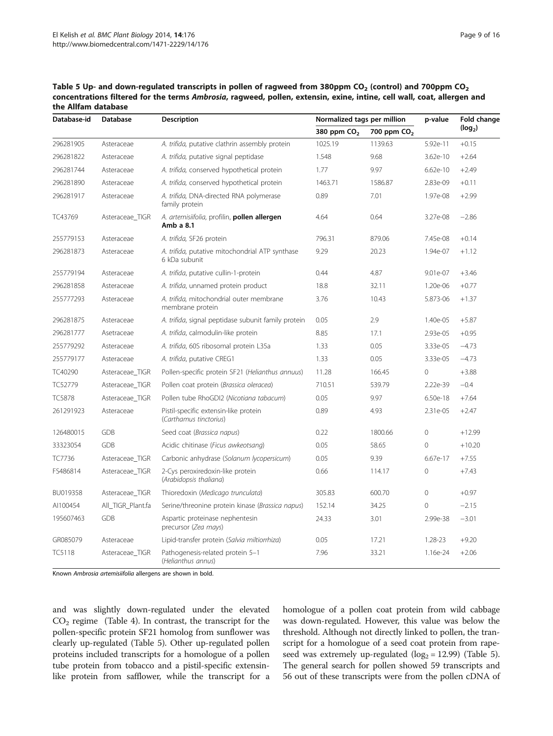**Table 5 Up- and down-regulated transcripts in pollen of ragweed from 380ppm $CO_2$ (control) and 700ppm $CO_2$ concentrations filtered for the terms *Ambrosia*, ragweed, pollen, extensin, exine, intine, cell wall, coat, allergen and the Allfam database**

| Database-id | Database | Description | Normalized tags per million | | p-value | Fold change ($log_2$) |
|---|---|---|---|---|---|---|
| | | | 380 ppm $CO_2$ | 700 ppm $CO_2$ | | |
| 296281905 | Asteraceae | *A. trifida*, putative clathrin assembly protein | 1025.19 | 1139.63 | 5.92e-11 | +0.15 |
| 296281822 | Asteraceae | *A. trifida*, putative signal peptidase | 1.548 | 9.68 | 3.62e-10 | +2.64 |
| 296281744 | Asteraceae | *A. trifida*, conserved hypothetical protein | 1.77 | 9.97 | 6.62e-10 | +2.49 |
| 296281890 | Asteraceae | *A. trifida*, conserved hypothetical protein | 1463.71 | 1586.87 | 2.83e-09 | +0.11 |
| 296281917 | Asteraceae | *A. trifida*, DNA-directed RNA polymerase family protein | 0.89 | 7.01 | 1.97e-08 | +2.99 |
| TC43769 | Asteraceae_TIGR | *A. artemisiifolia*, profilin, **pollen allergen Amb a 8.1** | 4.64 | 0.64 | 3.27e-08 | −2.86 |
| 255779153 | Asteraceae | *A. trifida*, SF26 protein | 796.31 | 879.06 | 7.45e-08 | +0.14 |
| 296281873 | Asteraceae | *A. trifida*, putative mitochondrial ATP synthase 6 kDa subunit | 9.29 | 20.23 | 1.94e-07 | +1.12 |
| 255779194 | Asteraceae | *A. trifida*, putative cullin-1-protein | 0.44 | 4.87 | 9.01e-07 | +3.46 |
| 296281858 | Asteraceae | *A. trifida*, unnamed protein product | 18.8 | 32.11 | 1.20e-06 | +0.77 |
| 255777293 | Asteraceae | *A. trifida*, mitochondrial outer membrane membrane protein | 3.76 | 10.43 | 5.873-06 | +1.37 |
| 296281875 | Asteraceae | *A. trifida*, signal peptidase subunit family protein | 0.05 | 2.9 | 1.40e-05 | +5.87 |
| 296281777 | Asetraceae | *A. trifida*, calmodulin-like protein | 8.85 | 17.1 | 2.93e-05 | +0.95 |
| 255779292 | Asteraceae | *A. trifida*, 60S ribosomal protein L35a | 1.33 | 0.05 | 3.33e-05 | −4.73 |
| 255779177 | Asteraceae | *A. trifida*, putative CREG1 | 1.33 | 0.05 | 3.33e-05 | −4.73 |
| TC40290 | Asteraceae_TIGR | Pollen-specific protein SF21 (*Helianthus annuus*) | 11.28 | 166.45 | 0 | +3.88 |
| TC52779 | Asteraceae_TIGR | Pollen coat protein (*Brassica oleracea*) | 710.51 | 539.79 | 2.22e-39 | −0.4 |
| TC5878 | Asteraceae_TIGR | Pollen tube RhoGDI2 (*Nicotiana tabacum*) | 0.05 | 9.97 | 6.50e-18 | +7.64 |
| 261291923 | Asteraceae | Pistil-specific extensin-like protein (*Carthamus tinctorius*) | 0.89 | 4.93 | 2.31e-05 | +2.47 |
| 126480015 | GDB | Seed coat (*Brassica napus*) | 0.22 | 1800.66 | 0 | +12.99 |
| 33323054 | GDB | Acidic chitinase (*Ficus awkeotsang*) | 0.05 | 58.65 | 0 | +10.20 |
| TC7736 | Asteraceae_TIGR | Carbonic anhydrase (*Solanum lycopersicum*) | 0.05 | 9.39 | 6.67e-17 | +7.55 |
| FS486814 | Asteraceae_TIGR | 2-Cys peroxiredoxin-like protein (*Arabidopsis thaliana*) | 0.66 | 114.17 | 0 | +7.43 |
| BU019358 | Asteraceae_TIGR | Thioredoxin (*Medicago truncatula*) | 305.83 | 600.70 | 0 | +0.97 |
| AI100454 | All_TIGR_Plant.fa | Serine/threonine protein kinase (*Brassica napus*) | 152.14 | 34.25 | 0 | −2.15 |
| 195607463 | GDB | Aspartic proteinase nephentesin precursor (*Zea mays*) | 24.33 | 3.01 | 2.99e-38 | −3.01 |
| GR085079 | Asteraceae | Lipid-transfer protein (*Salvia miltiorrhiza*) | 0.05 | 17.21 | 1.28-23 | +9.20 |
| TC5118 | Asteraceae_TIGR | Pathogenesis-related protein 5–1 (*Helianthus annus*) | 7.96 | 33.21 | 1.16e-24 | +2.06 |

Known *Ambrosia artemisiifolia* allergens are shown in bold.

and was slightly down-regulated under the elevated $CO_2$ regime (Table 4). In contrast, the transcript for the pollen-specific protein SF21 homolog from sunflower was clearly up-regulated (Table 5). Other up-regulated pollen proteins included transcripts for a homologue of a pollen tube protein from tobacco and a pistil-specific extensin-like protein from safflower, while the transcript for a homologue of a pollen coat protein from wild cabbage was down-regulated. However, this value was below the threshold. Although not directly linked to pollen, the transcript for a homologue of a seed coat protein from rapeseed was extremely up-regulated ($log_2 = 12.99$) (Table 5). The general search for pollen showed 59 transcripts and 56 out of these transcripts were from the pollen cDNA of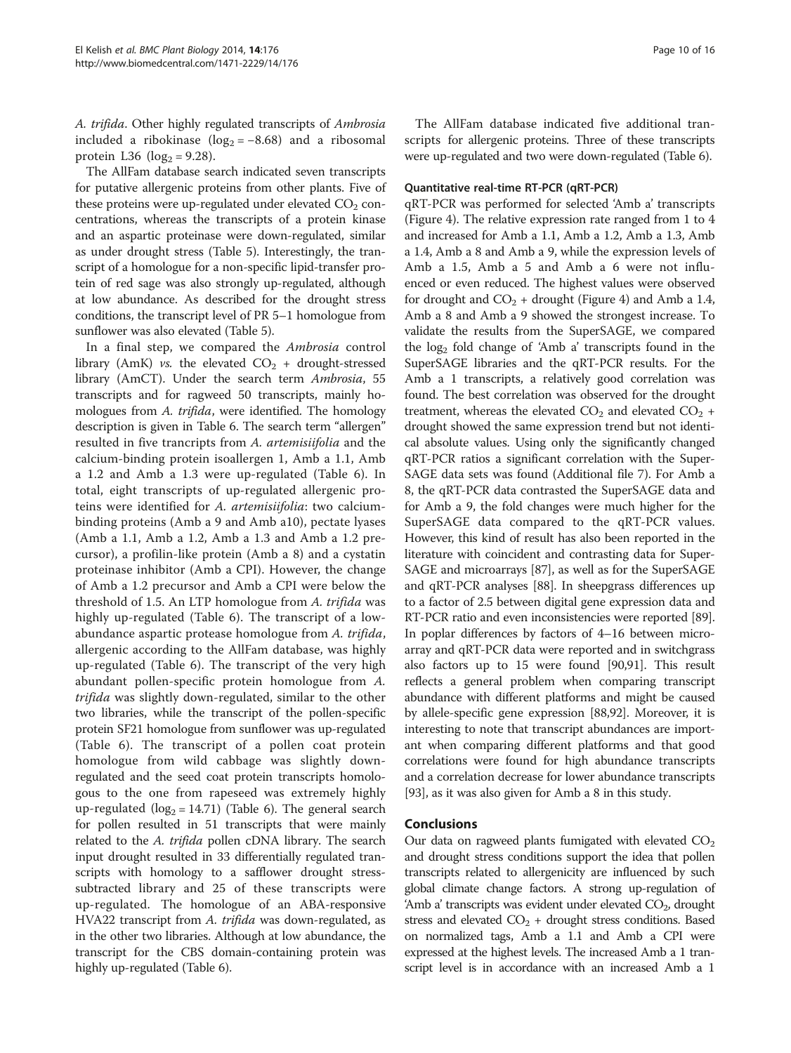*A. trifida*. Other highly regulated transcripts of *Ambrosia* included a ribokinase ($\log_2 = -8.68$) and a ribosomal protein L36 ($\log_2 = 9.28$).

The AllFam database search indicated seven transcripts for putative allergenic proteins from other plants. Five of these proteins were up-regulated under elevated $CO_2$ concentrations, whereas the transcripts of a protein kinase and an aspartic proteinase were down-regulated, similar as under drought stress (Table 5). Interestingly, the transcript of a homologue for a non-specific lipid-transfer protein of red sage was also strongly up-regulated, although at low abundance. As described for the drought stress conditions, the transcript level of PR 5–1 homologue from sunflower was also elevated (Table 5).

In a final step, we compared the *Ambrosia* control library (AmK) *vs.* the elevated $CO_2$ + drought-stressed library (AmCT). Under the search term *Ambrosia*, 55 transcripts and for ragweed 50 transcripts, mainly homologues from *A. trifida*, were identified. The homology description is given in Table 6. The search term "allergen" resulted in five trancripts from *A. artemisiifolia* and the calcium-binding protein isoallergen 1, Amb a 1.1, Amb a 1.2 and Amb a 1.3 were up-regulated (Table 6). In total, eight transcripts of up-regulated allergenic proteins were identified for *A. artemisiifolia*: two calcium-binding proteins (Amb a 9 and Amb a10), pectate lyases (Amb a 1.1, Amb a 1.2, Amb a 1.3 and Amb a 1.2 precursor), a profilin-like protein (Amb a 8) and a cystatin proteinase inhibitor (Amb a CPI). However, the change of Amb a 1.2 precursor and Amb a CPI were below the threshold of 1.5. An LTP homologue from *A. trifida* was highly up-regulated (Table 6). The transcript of a low-abundance aspartic protease homologue from *A. trifida*, allergenic according to the AllFam database, was highly up-regulated (Table 6). The transcript of the very high abundant pollen-specific protein homologue from *A. trifida* was slightly down-regulated, similar to the other two libraries, while the transcript of the pollen-specific protein SF21 homologue from sunflower was up-regulated (Table 6). The transcript of a pollen coat protein homologue from wild cabbage was slightly down-regulated and the seed coat protein transcripts homologous to the one from rapeseed was extremely highly up-regulated ($\log_2 = 14.71$) (Table 6). The general search for pollen resulted in 51 transcripts that were mainly related to the *A. trifida* pollen cDNA library. The search input drought resulted in 33 differentially regulated transcripts with homology to a safflower drought stress-subtracted library and 25 of these transcripts were up-regulated. The homologue of an ABA-responsive HVA22 transcript from *A. trifida* was down-regulated, as in the other two libraries. Although at low abundance, the transcript for the CBS domain-containing protein was highly up-regulated (Table 6).

The AllFam database indicated five additional transcripts for allergenic proteins. Three of these transcripts were up-regulated and two were down-regulated (Table 6).

### Quantitative real-time RT-PCR (qRT-PCR)

qRT-PCR was performed for selected 'Amb a' transcripts (Figure 4). The relative expression rate ranged from 1 to 4 and increased for Amb a 1.1, Amb a 1.2, Amb a 1.3, Amb a 1.4, Amb a 8 and Amb a 9, while the expression levels of Amb a 1.5, Amb a 5 and Amb a 6 were not influenced or even reduced. The highest values were observed for drought and $CO_2$ + drought (Figure 4) and Amb a 1.4, Amb a 8 and Amb a 9 showed the strongest increase. To validate the results from the SuperSAGE, we compared the $\log_2$ fold change of 'Amb a' transcripts found in the SuperSAGE libraries and the qRT-PCR results. For the Amb a 1 transcripts, a relatively good correlation was found. The best correlation was observed for the drought treatment, whereas the elevated $CO_2$ and elevated $CO_2$ + drought showed the same expression trend but not identical absolute values. Using only the significantly changed qRT-PCR ratios a significant correlation with the SuperSAGE data sets was found (Additional file 7). For Amb a 8, the qRT-PCR data contrasted the SuperSAGE data and for Amb a 9, the fold changes were much higher for the SuperSAGE data compared to the qRT-PCR values. However, this kind of result has also been reported in the literature with coincident and contrasting data for SuperSAGE and microarrays [87], as well as for the SuperSAGE and qRT-PCR analyses [88]. In sheepgrass differences up to a factor of 2.5 between digital gene expression data and RT-PCR ratio and even inconsistencies were reported [89]. In poplar differences by factors of 4–16 between microarray and qRT-PCR data were reported and in switchgrass also factors up to 15 were found [90,91]. This result reflects a general problem when comparing transcript abundance with different platforms and might be caused by allele-specific gene expression [88,92]. Moreover, it is interesting to note that transcript abundances are important when comparing different platforms and that good correlations were found for high abundance transcripts and a correlation decrease for lower abundance transcripts [93], as it was also given for Amb a 8 in this study.

## Conclusions

Our data on ragweed plants fumigated with elevated $CO_2$ and drought stress conditions support the idea that pollen transcripts related to allergenicity are influenced by such global climate change factors. A strong up-regulation of 'Amb a' transcripts was evident under elevated $CO_2$, drought stress and elevated $CO_2$ + drought stress conditions. Based on normalized tags, Amb a 1.1 and Amb a CPI were expressed at the highest levels. The increased Amb a 1 transcript level is in accordance with an increased Amb a 1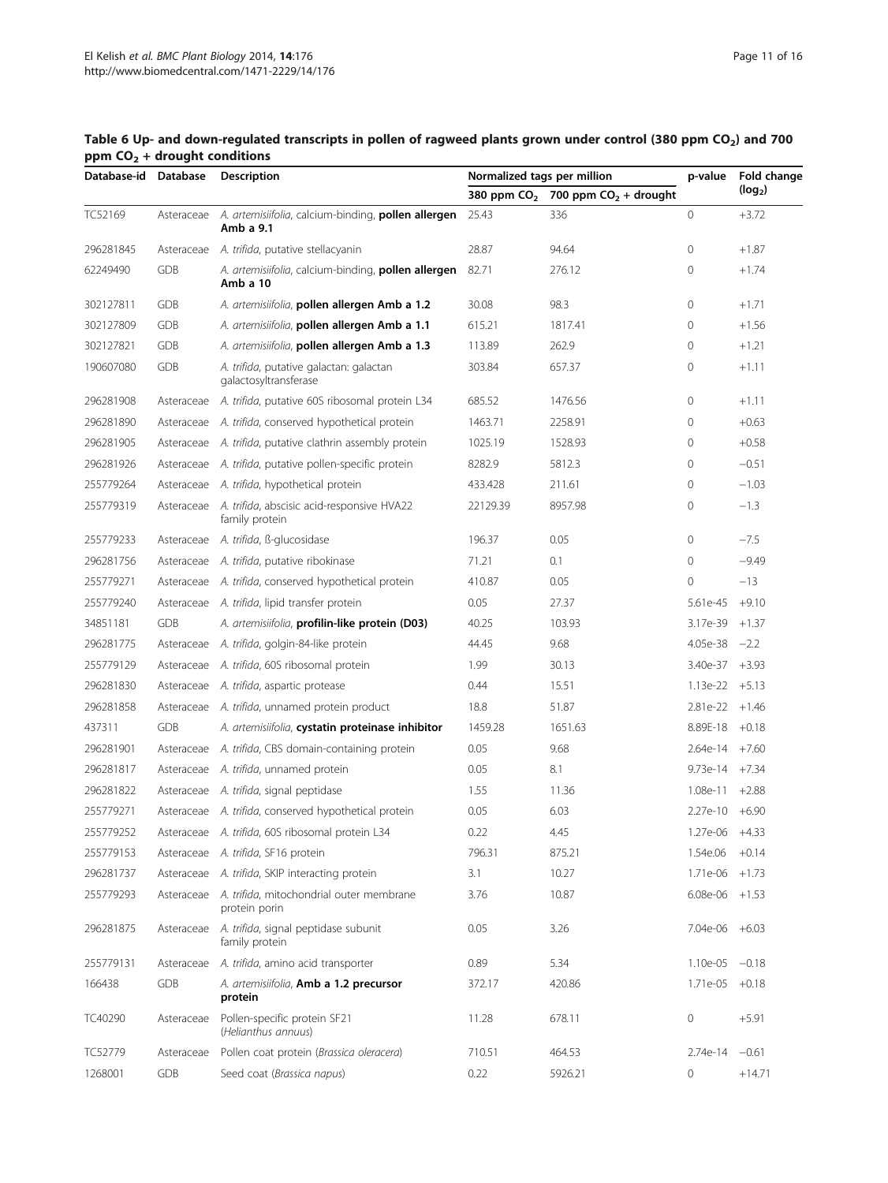**Table 6 Up- and down-regulated transcripts in pollen of ragweed plants grown under control (380 ppm $CO_2$) and 700 ppm $CO_2$ + drought conditions**

| Database-id | Database | Description | Normalized tags per million | | p-value | Fold change ($log_2$) |
|---|---|---|---|---|---|---|
| | | | 380 ppm $CO_2$ | 700 ppm $CO_2$ + drought | | |
| TC52169 | Asteraceae | *A. artemisiifolia*, calcium-binding, **pollen allergen Amb a 9.1** | 25.43 | 336 | 0 | +3.72 |
| 296281845 | Asteraceae | *A. trifida*, putative stellacyanin | 28.87 | 94.64 | 0 | +1.87 |
| 62249490 | GDB | *A. artemisiifolia*, calcium-binding, **pollen allergen Amb a 10** | 82.71 | 276.12 | 0 | +1.74 |
| 302127811 | GDB | *A. artemisiifolia*, **pollen allergen Amb a 1.2** | 30.08 | 98.3 | 0 | +1.71 |
| 302127809 | GDB | *A. artemisiifolia*, **pollen allergen Amb a 1.1** | 615.21 | 1817.41 | 0 | +1.56 |
| 302127821 | GDB | *A. artemisiifolia*, **pollen allergen Amb a 1.3** | 113.89 | 262.9 | 0 | +1.21 |
| 190607080 | GDB | *A. trifida*, putative galactan: galactan galactosyltransferase | 303.84 | 657.37 | 0 | +1.11 |
| 296281908 | Asteraceae | *A. trifida*, putative 60S ribosomal protein L34 | 685.52 | 1476.56 | 0 | +1.11 |
| 296281890 | Asteraceae | *A. trifida*, conserved hypothetical protein | 1463.71 | 2258.91 | 0 | +0.63 |
| 296281905 | Asteraceae | *A. trifida*, putative clathrin assembly protein | 1025.19 | 1528.93 | 0 | +0.58 |
| 296281926 | Asteraceae | *A. trifida*, putative pollen-specific protein | 8282.9 | 5812.3 | 0 | −0.51 |
| 255779264 | Asteraceae | *A. trifida*, hypothetical protein | 433.428 | 211.61 | 0 | −1.03 |
| 255779319 | Asteraceae | *A. trifida*, abscisic acid-responsive HVA22 family protein | 22129.39 | 8957.98 | 0 | −1.3 |
| 255779233 | Asteraceae | *A. trifida*, ß-glucosidase | 196.37 | 0.05 | 0 | −7.5 |
| 296281756 | Asteraceae | *A. trifida*, putative ribokinase | 71.21 | 0.1 | 0 | −9.49 |
| 255779271 | Asteraceae | *A. trifida*, conserved hypothetical protein | 410.87 | 0.05 | 0 | −13 |
| 255779240 | Asteraceae | *A. trifida*, lipid transfer protein | 0.05 | 27.37 | 5.61e-45 | +9.10 |
| 34851181 | GDB | *A. artemisiifolia*, **profilin-like protein (D03)** | 40.25 | 103.93 | 3.17e-39 | +1.37 |
| 296281775 | Asteraceae | *A. trifida*, golgin-84-like protein | 44.45 | 9.68 | 4.05e-38 | −2.2 |
| 255779129 | Asteraceae | *A. trifida*, 60S ribosomal protein | 1.99 | 30.13 | 3.40e-37 | +3.93 |
| 296281830 | Asteraceae | *A. trifida*, aspartic protease | 0.44 | 15.51 | 1.13e-22 | +5.13 |
| 296281858 | Asteraceae | *A. trifida*, unnamed protein product | 18.8 | 51.87 | 2.81e-22 | +1.46 |
| 437311 | GDB | *A. artemisiifolia*, **cystatin proteinase inhibitor** | 1459.28 | 1651.63 | 8.89E-18 | +0.18 |
| 296281901 | Asteraceae | *A. trifida*, CBS domain-containing protein | 0.05 | 9.68 | 2.64e-14 | +7.60 |
| 296281817 | Asteraceae | *A. trifida*, unnamed protein | 0.05 | 8.1 | 9.73e-14 | +7.34 |
| 296281822 | Asteraceae | *A. trifida*, signal peptidase | 1.55 | 11.36 | 1.08e-11 | +2.88 |
| 255779271 | Asteraceae | *A. trifida*, conserved hypothetical protein | 0.05 | 6.03 | 2.27e-10 | +6.90 |
| 255779252 | Asteraceae | *A. trifida*, 60S ribosomal protein L34 | 0.22 | 4.45 | 1.27e-06 | +4.33 |
| 255779153 | Asteraceae | *A. trifida*, SF16 protein | 796.31 | 875.21 | 1.54e.06 | +0.14 |
| 296281737 | Asteraceae | *A. trifida*, SKIP interacting protein | 3.1 | 10.27 | 1.71e-06 | +1.73 |
| 255779293 | Asteraceae | *A. trifida*, mitochondrial outer membrane protein porin | 3.76 | 10.87 | 6.08e-06 | +1.53 |
| 296281875 | Asteraceae | *A. trifida*, signal peptidase subunit family protein | 0.05 | 3.26 | 7.04e-06 | +6.03 |
| 255779131 | Asteraceae | *A. trifida*, amino acid transporter | 0.89 | 5.34 | 1.10e-05 | −0.18 |
| 166438 | GDB | *A. artemisiifolia*, **Amb a 1.2 precursor protein** | 372.17 | 420.86 | 1.71e-05 | +0.18 |
| TC40290 | Asteraceae | Pollen-specific protein SF21 (*Helianthus annuus*) | 11.28 | 678.11 | 0 | +5.91 |
| TC52779 | Asteraceae | Pollen coat protein (*Brassica oleracera*) | 710.51 | 464.53 | 2.74e-14 | −0.61 |
| 1268001 | GDB | Seed coat (*Brassica napus*) | 0.22 | 5926.21 | 0 | +14.71 |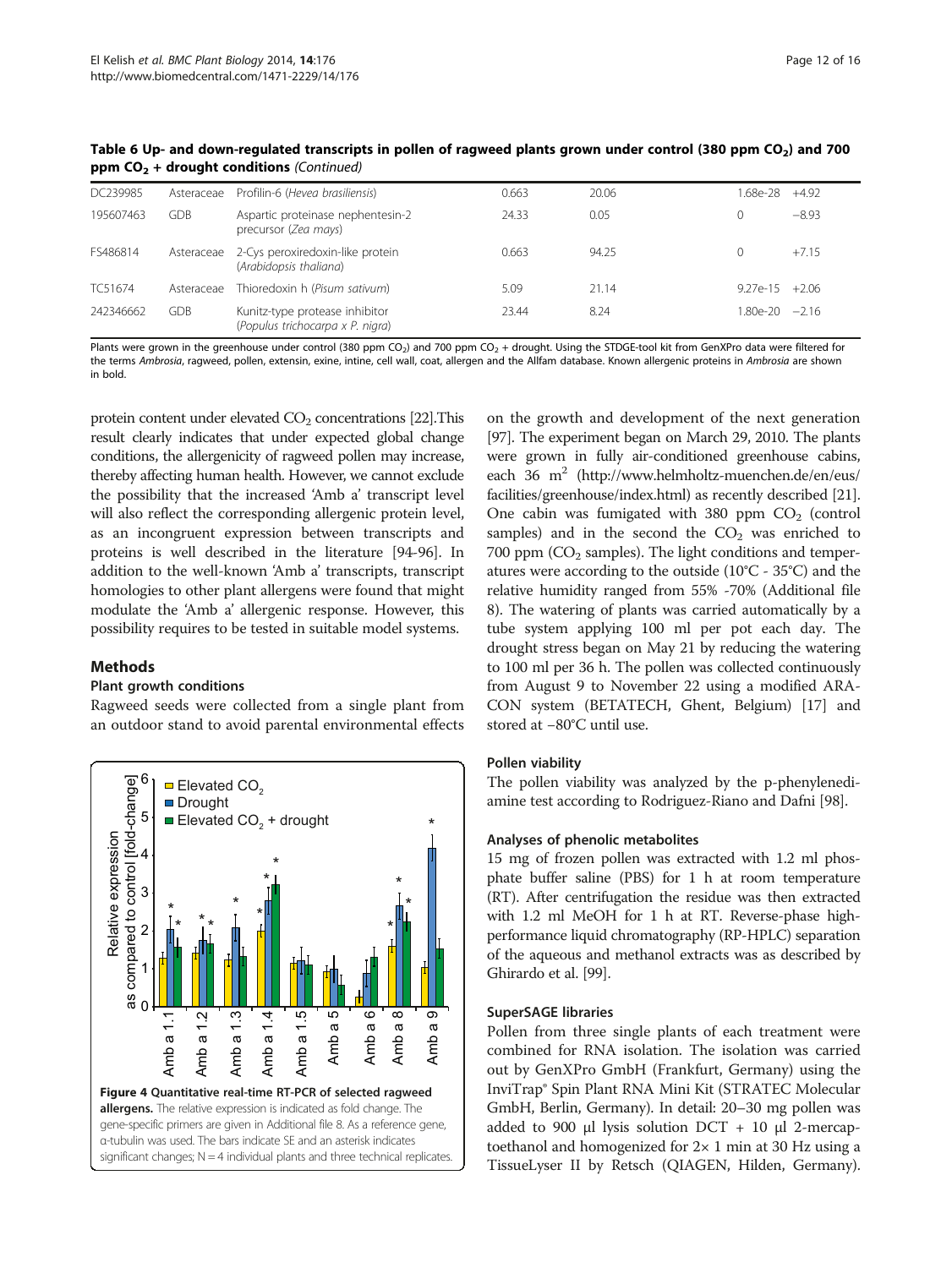**Table 6 Up- and down-regulated transcripts in pollen of ragweed plants grown under control (380 ppm $CO_2$) and 700 ppm $CO_2$ + drought conditions** *(Continued)*

| | | | | | | |
|---|---|---|---|---|---|---|
| DC239985 | Asteraceae | Profilin-6 (*Hevea brasiliensis*) | 0.663 | 20.06 | 1.68e-28 | +4.92 |
| 195607463 | GDB | Aspartic proteinase nephentesin-2 precursor (*Zea mays*) | 24.33 | 0.05 | 0 | −8.93 |
| FS486814 | Asteraceae | 2-Cys peroxiredoxin-like protein (*Arabidopsis thaliana*) | 0.663 | 94.25 | 0 | +7.15 |
| TC51674 | Asteraceae | Thioredoxin h (*Pisum sativum*) | 5.09 | 21.14 | 9.27e-15 | +2.06 |
| 242346662 | GDB | Kunitz-type protease inhibitor (*Populus trichocarpa x P. nigra*) | 23.44 | 8.24 | 1.80e-20 | −2.16 |

Plants were grown in the greenhouse under control (380 ppm $CO_2$) and 700 ppm $CO_2$ + drought. Using the STDGE-tool kit from GenXPro data were filtered for the terms *Ambrosia*, ragweed, pollen, extensin, exine, intine, cell wall, coat, allergen and the Allfam database. Known allergenic proteins in *Ambrosia* are shown in bold.

protein content under elevated $CO_2$ concentrations [22].This result clearly indicates that under expected global change conditions, the allergenicity of ragweed pollen may increase, thereby affecting human health. However, we cannot exclude the possibility that the increased 'Amb a' transcript level will also reflect the corresponding allergenic protein level, as an incongruent expression between transcripts and proteins is well described in the literature [94-96]. In addition to the well-known 'Amb a' transcripts, transcript homologies to other plant allergens were found that might modulate the 'Amb a' allergenic response. However, this possibility requires to be tested in suitable model systems.

## Methods

### Plant growth conditions

Ragweed seeds were collected from a single plant from an outdoor stand to avoid parental environmental effects on the growth and development of the next generation [97]. The experiment began on March 29, 2010. The plants were grown in fully air-conditioned greenhouse cabins, each 36 $m^2$ (http://www.helmholtz-muenchen.de/en/eus/facilities/greenhouse/index.html) as recently described [21]. One cabin was fumigated with 380 ppm $CO_2$ (control samples) and in the second the $CO_2$ was enriched to 700 ppm ($CO_2$ samples). The light conditions and temperatures were according to the outside (10°C - 35°C) and the relative humidity ranged from 55% -70% (Additional file 8). The watering of plants was carried automatically by a tube system applying 100 ml per pot each day. The drought stress began on May 21 by reducing the watering to 100 ml per 36 h. The pollen was collected continuously from August 9 to November 22 using a modified ARACON system (BETATECH, Ghent, Belgium) [17] and stored at −80°C until use.

**Figure 4 Quantitative real-time RT-PCR of selected ragweed allergens.** The relative expression is indicated as fold change. The gene-specific primers are given in Additional file 8. As a reference gene, α-tubulin was used. The bars indicate SE and an asterisk indicates significant changes; N = 4 individual plants and three technical replicates.

### Pollen viability

The pollen viability was analyzed by the p-phenylenediamine test according to Rodriguez-Riano and Dafni [98].

### Analyses of phenolic metabolites

15 mg of frozen pollen was extracted with 1.2 ml phosphate buffer saline (PBS) for 1 h at room temperature (RT). After centrifugation the residue was then extracted with 1.2 ml MeOH for 1 h at RT. Reverse-phase high-performance liquid chromatography (RP-HPLC) separation of the aqueous and methanol extracts was as described by Ghirardo et al. [99].

### SuperSAGE libraries

Pollen from three single plants of each treatment were combined for RNA isolation. The isolation was carried out by GenXPro GmbH (Frankfurt, Germany) using the InviTrap® Spin Plant RNA Mini Kit (STRATEC Molecular GmbH, Berlin, Germany). In detail: 20–30 mg pollen was added to 900 μl lysis solution DCT + 10 μl 2-mercaptoethanol and homogenized for 2× 1 min at 30 Hz using a TissueLyser II by Retsch (QIAGEN, Hilden, Germany).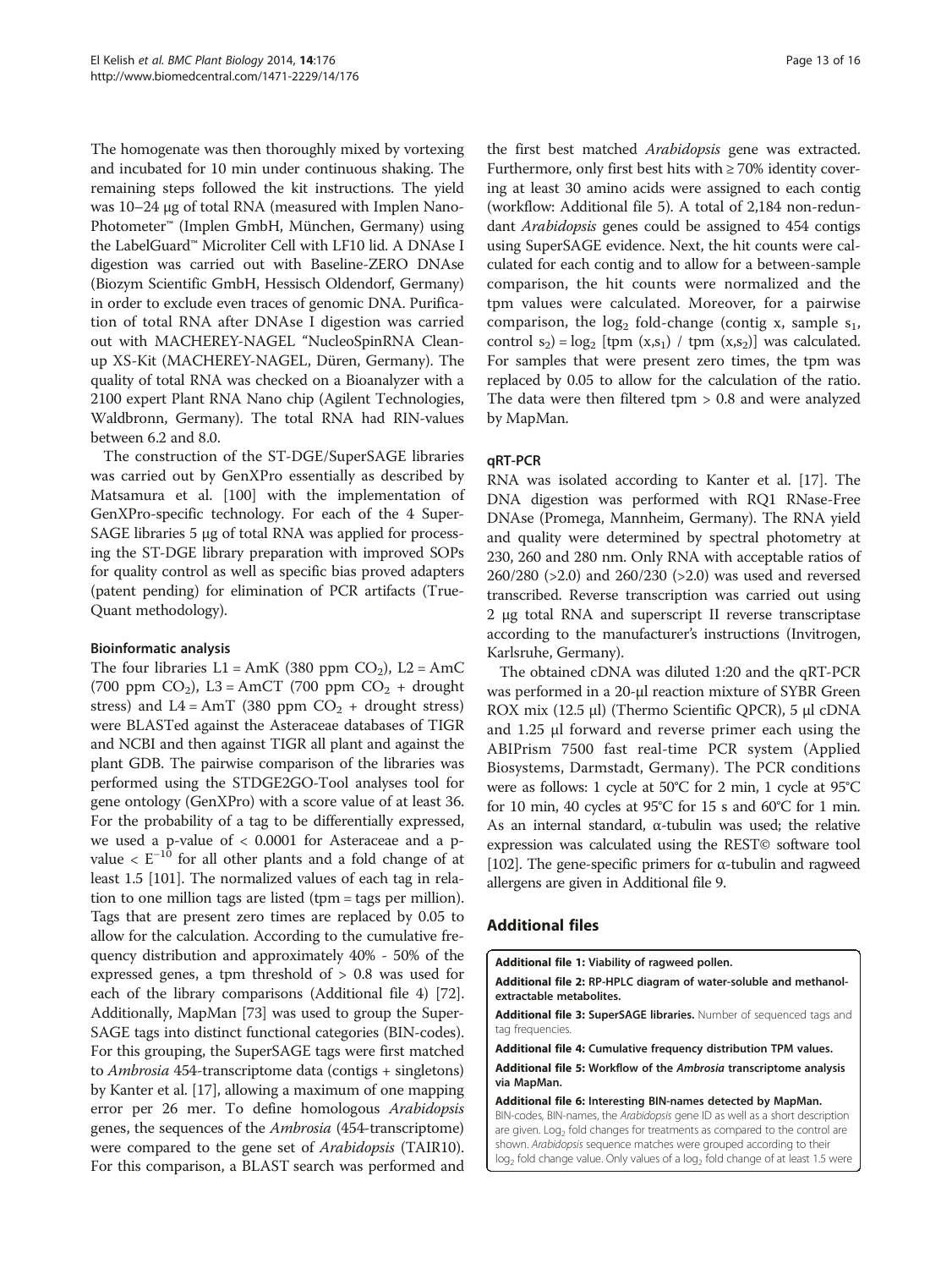The homogenate was then thoroughly mixed by vortexing and incubated for 10 min under continuous shaking. The remaining steps followed the kit instructions. The yield was 10–24 µg of total RNA (measured with Implen Nano-Photometer™ (Implen GmbH, München, Germany) using the LabelGuard™ Microliter Cell with LF10 lid. A DNAse I digestion was carried out with Baseline-ZERO DNAse (Biozym Scientific GmbH, Hessisch Oldendorf, Germany) in order to exclude even traces of genomic DNA. Purification of total RNA after DNAse I digestion was carried out with MACHEREY-NAGEL "NucleoSpinRNA Clean-up XS-Kit (MACHEREY-NAGEL, Düren, Germany). The quality of total RNA was checked on a Bioanalyzer with a 2100 expert Plant RNA Nano chip (Agilent Technologies, Waldbronn, Germany). The total RNA had RIN-values between 6.2 and 8.0.

The construction of the ST-DGE/SuperSAGE libraries was carried out by GenXPro essentially as described by Matsamura et al. [100] with the implementation of GenXPro-specific technology. For each of the 4 SuperSAGE libraries 5 µg of total RNA was applied for processing the ST-DGE library preparation with improved SOPs for quality control as well as specific bias proved adapters (patent pending) for elimination of PCR artifacts (TrueQuant methodology).

#### Bioinformatic analysis

The four libraries L1 = AmK (380 ppm $CO_2$), L2 = AmC (700 ppm $CO_2$), L3 = AmCT (700 ppm $CO_2$ + drought stress) and L4 = AmT (380 ppm $CO_2$ + drought stress) were BLASTed against the Asteraceae databases of TIGR and NCBI and then against TIGR all plant and against the plant GDB. The pairwise comparison of the libraries was performed using the STDGE2GO-Tool analyses tool for gene ontology (GenXPro) with a score value of at least 36. For the probability of a tag to be differentially expressed, we used a p-value of < 0.0001 for Asteraceae and a p-value $< E^{-10}$ for all other plants and a fold change of at least 1.5 [101]. The normalized values of each tag in relation to one million tags are listed (tpm = tags per million). Tags that are present zero times are replaced by 0.05 to allow for the calculation. According to the cumulative frequency distribution and approximately 40% - 50% of the expressed genes, a tpm threshold of > 0.8 was used for each of the library comparisons (Additional file 4) [72]. Additionally, MapMan [73] was used to group the SuperSAGE tags into distinct functional categories (BIN-codes). For this grouping, the SuperSAGE tags were first matched to *Ambrosia* 454-transcriptome data (contigs + singletons) by Kanter et al. [17], allowing a maximum of one mapping error per 26 mer. To define homologous *Arabidopsis* genes, the sequences of the *Ambrosia* (454-transcriptome) were compared to the gene set of *Arabidopsis* (TAIR10). For this comparison, a BLAST search was performed and the first best matched *Arabidopsis* gene was extracted. Furthermore, only first best hits with ≥ 70% identity covering at least 30 amino acids were assigned to each contig (workflow: Additional file 5). A total of 2,184 non-redundant *Arabidopsis* genes could be assigned to 454 contigs using SuperSAGE evidence. Next, the hit counts were calculated for each contig and to allow for a between-sample comparison, the hit counts were normalized and the tpm values were calculated. Moreover, for a pairwise comparison, the $\log_2$ fold-change (contig x, sample $s_1$, control $s_2$) = $\log_2$ [tpm $(x,s_1)$ / tpm $(x,s_2)$] was calculated. For samples that were present zero times, the tpm was replaced by 0.05 to allow for the calculation of the ratio. The data were then filtered tpm > 0.8 and were analyzed by MapMan.

#### qRT-PCR

RNA was isolated according to Kanter et al. [17]. The DNA digestion was performed with RQ1 RNase-Free DNAse (Promega, Mannheim, Germany). The RNA yield and quality were determined by spectral photometry at 230, 260 and 280 nm. Only RNA with acceptable ratios of 260/280 (>2.0) and 260/230 (>2.0) was used and reversed transcribed. Reverse transcription was carried out using 2 µg total RNA and superscript II reverse transcriptase according to the manufacturer's instructions (Invitrogen, Karlsruhe, Germany).

The obtained cDNA was diluted 1:20 and the qRT-PCR was performed in a 20-µl reaction mixture of SYBR Green ROX mix (12.5 µl) (Thermo Scientific QPCR), 5 µl cDNA and 1.25 µl forward and reverse primer each using the ABIPrism 7500 fast real-time PCR system (Applied Biosystems, Darmstadt, Germany). The PCR conditions were as follows: 1 cycle at 50°C for 2 min, 1 cycle at 95°C for 10 min, 40 cycles at 95°C for 15 s and 60°C for 1 min. As an internal standard, α-tubulin was used; the relative expression was calculated using the REST© software tool [102]. The gene-specific primers for α-tubulin and ragweed allergens are given in Additional file 9.

## Additional files

**Additional file 1: Viability of ragweed pollen.**

**Additional file 2: RP-HPLC diagram of water-soluble and methanol-extractable metabolites.**

**Additional file 3: SuperSAGE libraries.** Number of sequenced tags and tag frequencies.

**Additional file 4: Cumulative frequency distribution TPM values.**

**Additional file 5: Workflow of the *Ambrosia* transcriptome analysis via MapMan.**

**Additional file 6: Interesting BIN-names detected by MapMan.** BIN-codes, BIN-names, the *Arabidopsis* gene ID as well as a short description are given. $\text{Log}_2$ fold changes for treatments as compared to the control are shown. *Arabidopsis* sequence matches were grouped according to their $\log_2$ fold change value. Only values of a $\log_2$ fold change of at least 1.5 were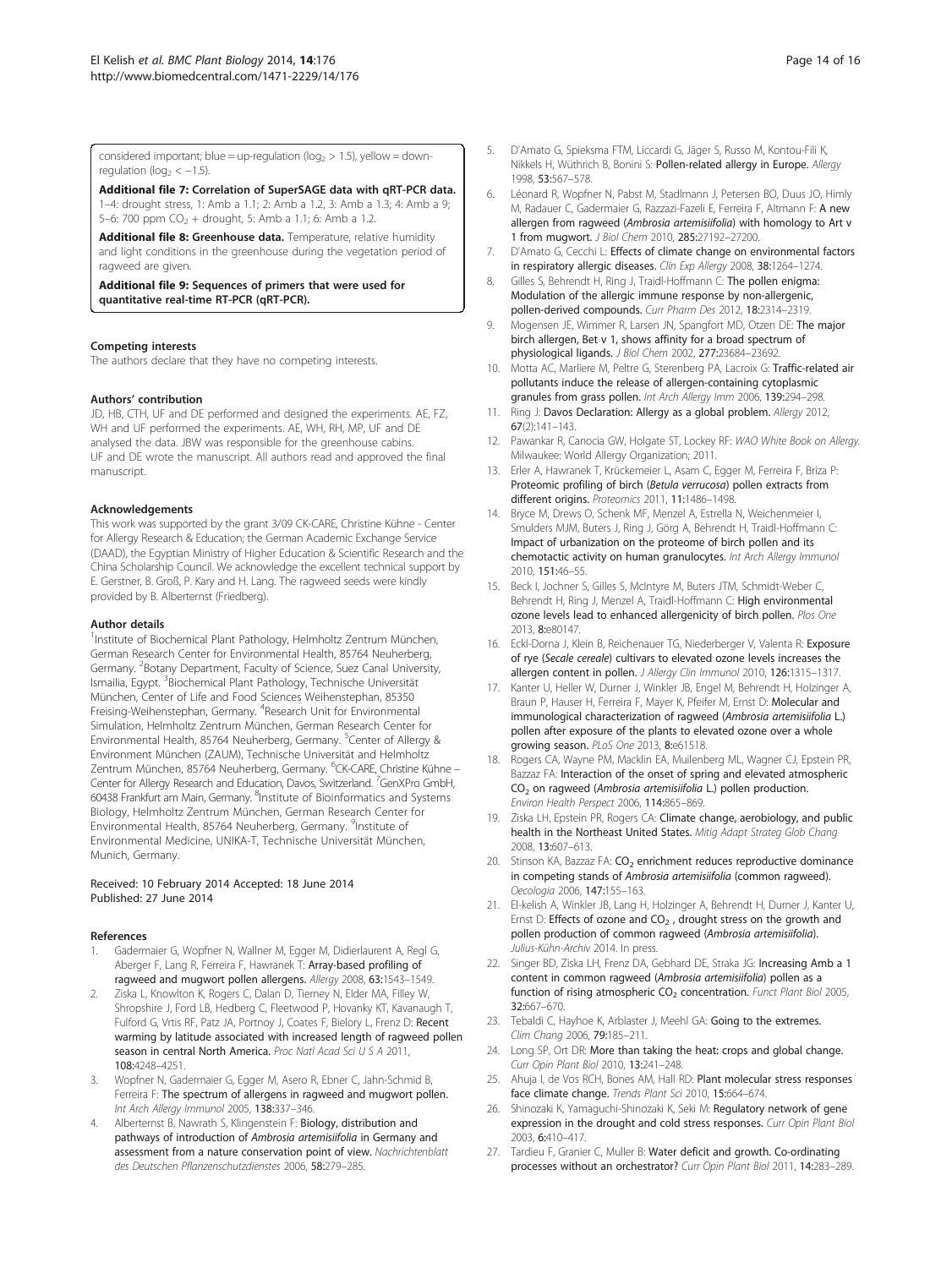considered important; blue = up-regulation ($\log_2 > 1.5$), yellow = down-regulation ($\log_2 < -1.5$).

**Additional file 7: Correlation of SuperSAGE data with qRT-PCR data.** 1–4: drought stress, 1: Amb a 1.1; 2: Amb a 1.2, 3: Amb a 1.3; 4: Amb a 9; 5–6: 700 ppm $CO_2$ + drought, 5: Amb a 1.1; 6: Amb a 1.2.

**Additional file 8: Greenhouse data.** Temperature, relative humidity and light conditions in the greenhouse during the vegetation period of ragweed are given.

**Additional file 9: Sequences of primers that were used for quantitative real-time RT-PCR (qRT-PCR).**

#### Competing interests

The authors declare that they have no competing interests.

#### Authors' contribution

JD, HB, CTH, UF and DE performed and designed the experiments. AE, FZ, WH and UF performed the experiments. AE, WH, RH, MP, UF and DE analysed the data. JBW was responsible for the greenhouse cabins. UF and DE wrote the manuscript. All authors read and approved the final manuscript.

#### Acknowledgements

This work was supported by the grant 3/09 CK-CARE, Christine Kühne - Center for Allergy Research & Education; the German Academic Exchange Service (DAAD), the Egyptian Ministry of Higher Education & Scientific Research and the China Scholarship Council. We acknowledge the excellent technical support by E. Gerstner, B. Groß, P. Kary and H. Lang. The ragweed seeds were kindly provided by B. Alberternst (Friedberg).

#### Author details

[1]Institute of Biochemical Plant Pathology, Helmholtz Zentrum München, German Research Center for Environmental Health, 85764 Neuherberg, Germany. [2]Botany Department, Faculty of Science, Suez Canal University, Ismailia, Egypt. [3]Biochemical Plant Pathology, Technische Universität München, Center of Life and Food Sciences Weihenstephan, 85350 Freising-Weihenstephan, Germany. [4]Research Unit for Environmental Simulation, Helmholtz Zentrum München, German Research Center for Environmental Health, 85764 Neuherberg, Germany. [5]Center of Allergy & Environment München (ZAUM), Technische Universität and Helmholtz Zentrum München, 85764 Neuherberg, Germany. [6]CK-CARE, Christine Kühne – Center for Allergy Research and Education, Davos, Switzerland. [7]GenXPro GmbH, 60438 Frankfurt am Main, Germany. [8]Institute of Bioinformatics and Systems Biology, Helmholtz Zentrum München, German Research Center for Environmental Health, 85764 Neuherberg, Germany. [9]Institute of Environmental Medicine, UNIKA-T, Technische Universität München, Munich, Germany.

Received: 10 February 2014 Accepted: 18 June 2014
Published: 27 June 2014

#### References

1. Gadermaier G, Wopfner N, Wallner M, Egger M, Didierlaurent A, Regl G, Aberger F, Lang R, Ferreira F, Hawranek T: **Array-based profiling of ragweed and mugwort pollen allergens.** *Allergy* 2008, **63:**1543–1549.
2. Ziska L, Knowlton K, Rogers C, Dalan D, Tierney N, Elder MA, Filley W, Shropshire J, Ford LB, Hedberg C, Fleetwood P, Hovanky KT, Kavanaugh T, Fulford G, Vrtis RF, Patz JA, Portnoy J, Coates F, Bielory L, Frenz D: **Recent warming by latitude associated with increased length of ragweed pollen season in central North America.** *Proc Natl Acad Sci U S A* 2011, **108:**4248–4251.
3. Wopfner N, Gadermaier G, Egger M, Asero R, Ebner C, Jahn-Schmid B, Ferreira F: **The spectrum of allergens in ragweed and mugwort pollen.** *Int Arch Allergy Immunol* 2005, **138:**337–346.
4. Alberternst B, Nawrath S, Klingenstein F: **Biology, distribution and pathways of introduction of *Ambrosia artemisiifolia* in Germany and assessment from a nature conservation point of view.** *Nachrichtenblatt des Deutschen Pflanzenschutzdienstes* 2006, **58:**279–285.
5. D'Amato G, Spieksma FTM, Liccardi G, Jäger S, Russo M, Kontou-Fili K, Nikkels H, Wüthrich B, Bonini S: **Pollen-related allergy in Europe.** *Allergy* 1998, **53:**567–578.
6. Léonard R, Wopfner N, Pabst M, Stadlmann J, Petersen BO, Duus JO, Himly M, Radauer C, Gadermaier G, Razzazi-Fazeli E, Ferreira F, Altmann F: **A new allergen from ragweed (*Ambrosia artemisiifolia*) with homology to Art v 1 from mugwort.** *J Biol Chem* 2010, **285:**27192–27200.
7. D'Amato G, Cecchi L: **Effects of climate change on environmental factors in respiratory allergic diseases.** *Clin Exp Allergy* 2008, **38:**1264–1274.
8. Gilles S, Behrendt H, Ring J, Traidl-Hoffmann C: **The pollen enigma: Modulation of the allergic immune response by non-allergenic, pollen-derived compounds.** *Curr Pharm Des* 2012, **18:**2314–2319.
9. Mogensen JE, Wimmer R, Larsen JN, Spangfort MD, Otzen DE: **The major birch allergen, Bet v 1, shows affinity for a broad spectrum of physiological ligands.** *J Biol Chem* 2002, **277:**23684–23692.
10. Motta AC, Marliere M, Peltre G, Sterenberg PA, Lacroix G: **Traffic-related air pollutants induce the release of allergen-containing cytoplasmic granules from grass pollen.** *Int Arch Allergy Imm* 2006, **139:**294–298.
11. Ring J: **Davos Declaration: Allergy as a global problem.** *Allergy* 2012, **67**(2):141–143.
12. Pawankar R, Canocia GW, Holgate ST, Lockey RF: *WAO White Book on Allergy.* Milwaukee: World Allergy Organization; 2011.
13. Erler A, Hawranek T, Krückemeier L, Asam C, Egger M, Ferreira F, Briza P: **Proteomic profiling of birch (*Betula verrucosa*) pollen extracts from different origins.** *Proteomics* 2011, **11:**1486–1498.
14. Bryce M, Drews O, Schenk MF, Menzel A, Estrella N, Weichenmeier I, Smulders MJM, Buters J, Ring J, Görg A, Behrendt H, Traidl-Hoffmann C: **Impact of urbanization on the proteome of birch pollen and its chemotactic activity on human granulocytes.** *Int Arch Allergy Immunol* 2010, **151:**46–55.
15. Beck I, Jochner S, Gilles S, McIntyre M, Buters JTM, Schmidt-Weber C, Behrendt H, Ring J, Menzel A, Traidl-Hoffmann C: **High environmental ozone levels lead to enhanced allergenicity of birch pollen.** *Plos One* 2013, **8:**e80147.
16. Eckl-Dorna J, Klein B, Reichenauer TG, Niederberger V, Valenta R: **Exposure of rye (*Secale cereale*) cultivars to elevated ozone levels increases the allergen content in pollen.** *J Allergy Clin Immunol* 2010, **126:**1315–1317.
17. Kanter U, Heller W, Durner J, Winkler JB, Engel M, Behrendt H, Holzinger A, Braun P, Hauser H, Ferreira F, Mayer K, Pfeifer M, Ernst D: **Molecular and immunological characterization of ragweed (*Ambrosia artemisiifolia* L.) pollen after exposure of the plants to elevated ozone over a whole growing season.** *PLoS One* 2013, **8:**e61518.
18. Rogers CA, Wayne PM, Macklin EA, Muilenberg ML, Wagner CJ, Epstein PR, Bazzaz FA: **Interaction of the onset of spring and elevated atmospheric $CO_2$ on ragweed (*Ambrosia artemisiifolia* L.) pollen production.** *Environ Health Perspect* 2006, **114:**865–869.
19. Ziska LH, Epstein PR, Rogers CA: **Climate change, aerobiology, and public health in the Northeast United States.** *Mitig Adapt Strateg Glob Chang* 2008, **13:**607–613.
20. Stinson KA, Bazzaz FA: **$CO_2$ enrichment reduces reproductive dominance in competing stands of *Ambrosia artemisiifolia* (common ragweed).** *Oecologia* 2006, **147:**155–163.
21. El-kelish A, Winkler JB, Lang H, Holzinger A, Behrendt H, Durner J, Kanter U, Ernst D: **Effects of ozone and $CO_2$ , drought stress on the growth and pollen production of common ragweed (*Ambrosia artemisiifolia*).** *Julius-Kühn-Archiv* 2014. In press.
22. Singer BD, Ziska LH, Frenz DA, Gebhard DE, Straka JG: **Increasing Amb a 1 content in common ragweed (*Ambrosia artemisiifolia*) pollen as a function of rising atmospheric $CO_2$ concentration.** *Funct Plant Biol* 2005, **32:**667–670.
23. Tebaldi C, Hayhoe K, Arblaster J, Meehl GA: **Going to the extremes.** *Clim Chang* 2006, **79:**185–211.
24. Long SP, Ort DR: **More than taking the heat: crops and global change.** *Curr Opin Plant Biol* 2010, **13:**241–248.
25. Ahuja I, de Vos RCH, Bones AM, Hall RD: **Plant molecular stress responses face climate change.** *Trends Plant Sci* 2010, **15:**664–674.
26. Shinozaki K, Yamaguchi-Shinozaki K, Seki M: **Regulatory network of gene expression in the drought and cold stress responses.** *Curr Opin Plant Biol* 2003, **6:**410–417.
27. Tardieu F, Granier C, Muller B: **Water deficit and growth. Co-ordinating processes without an orchestrator?** *Curr Opin Plant Biol* 2011, **14:**283–289.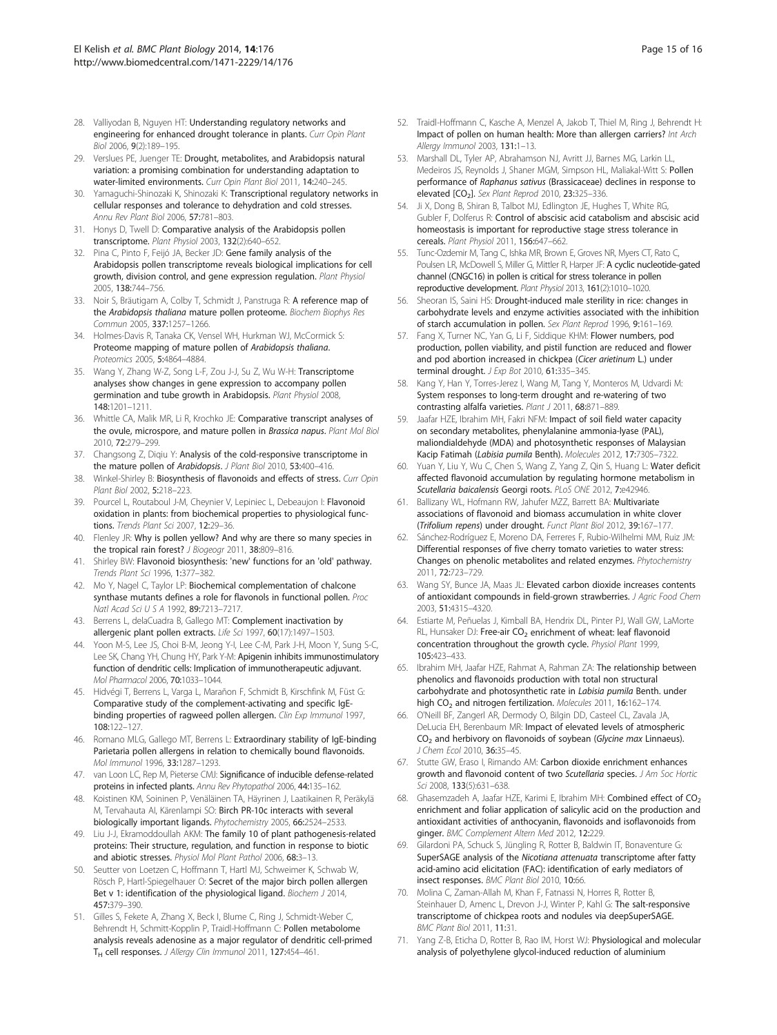28. Valliyodan B, Nguyen HT: **Understanding regulatory networks and engineering for enhanced drought tolerance in plants.** *Curr Opin Plant Biol* 2006, **9**(2):189–195.
29. Verslues PE, Juenger TE: **Drought, metabolites, and Arabidopsis natural variation: a promising combination for understanding adaptation to water-limited environments.** *Curr Opin Plant Biol* 2011, **14**:240–245.
30. Yamaguchi-Shinozaki K, Shinozaki K: **Transcriptional regulatory networks in cellular responses and tolerance to dehydration and cold stresses.** *Annu Rev Plant Biol* 2006, **57**:781–803.
31. Honys D, Twell D: **Comparative analysis of the Arabidopsis pollen transcriptome.** *Plant Physiol* 2003, **132**(2):640–652.
32. Pina C, Pinto F, Feijó JA, Becker JD: **Gene family analysis of the Arabidopsis pollen transcriptome reveals biological implications for cell growth, division control, and gene expression regulation.** *Plant Physiol* 2005, **138**:744–756.
33. Noir S, Bräutigam A, Colby T, Schmidt J, Panstruga R: **A reference map of the *Arabidopsis thaliana* mature pollen proteome.** *Biochem Biophys Res Commun* 2005, **337**:1257–1266.
34. Holmes-Davis R, Tanaka CK, Vensel WH, Hurkman WJ, McCormick S: **Proteome mapping of mature pollen of *Arabidopsis thaliana*.** *Proteomics* 2005, **5**:4864–4884.
35. Wang Y, Zhang W-Z, Song L-F, Zou J-J, Su Z, Wu W-H: **Transcriptome analyses show changes in gene expression to accompany pollen germination and tube growth in Arabidopsis.** *Plant Physiol* 2008, **148**:1201–1211.
36. Whittle CA, Malik MR, Li R, Krochko JE: **Comparative transcript analyses of the ovule, microspore, and mature pollen in *Brassica napus*.** *Plant Mol Biol* 2010, **72**:279–299.
37. Changsong Z, Diqiu Y: **Analysis of the cold-responsive transcriptome in the mature pollen of *Arabidopsis*.** *J Plant Biol* 2010, **53**:400–416.
38. Winkel-Shirley B: **Biosynthesis of flavonoids and effects of stress.** *Curr Opin Plant Biol* 2002, **5**:218–223.
39. Pourcel L, Routaboul J-M, Cheynier V, Lepiniec L, Debeaujon I: **Flavonoid oxidation in plants: from biochemical properties to physiological functions.** *Trends Plant Sci* 2007, **12**:29–36.
40. Flenley JR: **Why is pollen yellow? And why are there so many species in the tropical rain forest?** *J Biogeogr* 2011, **38**:809–816.
41. Shirley BW: **Flavonoid biosynthesis: 'new' functions for an 'old' pathway.** *Trends Plant Sci* 1996, **1**:377–382.
42. Mo Y, Nagel C, Taylor LP: **Biochemical complementation of chalcone synthase mutants defines a role for flavonols in functional pollen.** *Proc Natl Acad Sci U S A* 1992, **89**:7213–7217.
43. Berrens L, delaCuadra B, Gallego MT: **Complement inactivation by allergenic plant pollen extracts.** *Life Sci* 1997, **60**(17):1497–1503.
44. Yoon M-S, Lee JS, Choi B-M, Jeong Y-I, Lee C-M, Park J-H, Moon Y, Sung S-C, Lee SK, Chang YH, Chung HY, Park Y-M: **Apigenin inhibits immunostimulatory function of dendritic cells: Implication of immunotherapeutic adjuvant.** *Mol Pharmacol* 2006, **70**:1033–1044.
45. Hidvégi T, Berrens L, Varga L, Marañon F, Schmidt B, Kirschfink M, Füst G: **Comparative study of the complement-activating and specific IgE-binding properties of ragweed pollen allergen.** *Clin Exp Immunol* 1997, **108**:122–127.
46. Romano MLG, Gallego MT, Berrens L: **Extraordinary stability of IgE-binding Parietaria pollen allergens in relation to chemically bound flavonoids.** *Mol Immunol* 1996, **33**:1287–1293.
47. van Loon LC, Rep M, Pieterse CMJ: **Significance of inducible defense-related proteins in infected plants.** *Annu Rev Phytopathol* 2006, **44**:135–162.
48. Koistinen KM, Soininen P, Venäläinen TA, Häyrinen J, Laatikainen R, Peräkylä M, Tervahauta AI, Kärenlampi SO: **Birch PR-10c interacts with several biologically important ligands.** *Phytochemistry* 2005, **66**:2524–2533.
49. Liu J-J, Ekramoddoullah AKM: **The family 10 of plant pathogenesis-related proteins: Their structure, regulation, and function in response to biotic and abiotic stresses.** *Physiol Mol Plant Pathol* 2006, **68**:3–13.
50. Seutter von Loetzen C, Hoffmann T, Hartl MJ, Schweimer K, Schwab W, Rösch P, Hartl-Spiegelhauer O: **Secret of the major birch pollen allergen Bet v 1: identification of the physiological ligand.** *Biochem J* 2014, **457**:379–390.
51. Gilles S, Fekete A, Zhang X, Beck I, Blume C, Ring J, Schmidt-Weber C, Behrendt H, Schmitt-Kopplin P, Traidl-Hoffmann C: **Pollen metabolome analysis reveals adenosine as a major regulator of dendritic cell-primed $T_H$ cell responses.** *J Allergy Clin Immunol* 2011, **127**:454–461.
52. Traidl-Hoffmann C, Kasche A, Menzel A, Jakob T, Thiel M, Ring J, Behrendt H: **Impact of pollen on human health: More than allergen carriers?** *Int Arch Allergy Immunol* 2003, **131**:1–13.
53. Marshall DL, Tyler AP, Abrahamson NJ, Avritt JJ, Barnes MG, Larkin LL, Medeiros JS, Reynolds J, Shaner MGM, Simpson HL, Maliakal-Witt S: **Pollen performance of *Raphanus sativus* (Brassicaceae) declines in response to elevated [$CO_2$].** *Sex Plant Reprod* 2010, **23**:325–336.
54. Ji X, Dong B, Shiran B, Talbot MJ, Edlington JE, Hughes T, White RG, Gubler F, Dolferus R: **Control of abscisic acid catabolism and abscisic acid homeostasis is important for reproductive stage stress tolerance in cereals.** *Plant Physiol* 2011, **156**:647–662.
55. Tunc-Ozdemir M, Tang C, Ishka MR, Brown E, Groves NR, Myers CT, Rato C, Poulsen LR, McDowell S, Miller G, Mittler R, Harper JF: **A cyclic nucleotide-gated channel (CNGC16) in pollen is critical for stress tolerance in pollen reproductive development.** *Plant Physiol* 2013, **161**(2):1010–1020.
56. Sheoran IS, Saini HS: **Drought-induced male sterility in rice: changes in carbohydrate levels and enzyme activities associated with the inhibition of starch accumulation in pollen.** *Sex Plant Reprod* 1996, **9**:161–169.
57. Fang X, Turner NC, Yan G, Li F, Siddique KHM: **Flower numbers, pod production, pollen viability, and pistil function are reduced and flower and pod abortion increased in chickpea (*Cicer arietinum* L.) under terminal drought.** *J Exp Bot* 2010, **61**:335–345.
58. Kang Y, Han Y, Torres-Jerez I, Wang M, Tang Y, Monteros M, Udvardi M: **System responses to long-term drought and re-watering of two contrasting alfalfa varieties.** *Plant J* 2011, **68**:871–889.
59. Jaafar HZE, Ibrahim MH, Fakri NFM: **Impact of soil field water capacity on secondary metabolites, phenylalanine ammonia-lyase (PAL), maliondialdehyde (MDA) and photosynthetic responses of Malaysian Kacip Fatimah (*Labisia pumila* Benth).** *Molecules* 2012, **17**:7305–7322.
60. Yuan Y, Liu Y, Wu C, Chen S, Wang Z, Yang Z, Qin S, Huang L: **Water deficit affected flavonoid accumulation by regulating hormone metabolism in *Scutellaria baicalensis* Georgi roots.** *PLoS ONE* 2012, **7**:e42946.
61. Ballizany WL, Hofmann RW, Jahufer MZZ, Barrett BA: **Multivariate associations of flavonoid and biomass accumulation in white clover (*Trifolium repens*) under drought.** *Funct Plant Biol* 2012, **39**:167–177.
62. Sánchez-Rodríguez E, Moreno DA, Ferreres F, Rubio-Wilhelmi MM, Ruiz JM: **Differential responses of five cherry tomato varieties to water stress: Changes on phenolic metabolites and related enzymes.** *Phytochemistry* 2011, **72**:723–729.
63. Wang SY, Bunce JA, Maas JL: **Elevated carbon dioxide increases contents of antioxidant compounds in field-grown strawberries.** *J Agric Food Chem* 2003, **51**:4315–4320.
64. Estiarte M, Peñuelas J, Kimball BA, Hendrix DL, Pinter PJ, Wall GW, LaMorte RL, Hunsaker DJ: **Free-air $CO_2$ enrichment of wheat: leaf flavonoid concentration throughout the growth cycle.** *Physiol Plant* 1999, **105**:423–433.
65. Ibrahim MH, Jaafar HZE, Rahmat A, Rahman ZA: **The relationship between phenolics and flavonoids production with total non structural carbohydrate and photosynthetic rate in *Labisia pumila* Benth. under high $CO_2$ and nitrogen fertilization.** *Molecules* 2011, **16**:162–174.
66. O'Neill BF, Zangerl AR, Dermody O, Bilgin DD, Casteel CL, Zavala JA, DeLucia EH, Berenbaum MR: **Impact of elevated levels of atmospheric $CO_2$ and herbivory on flavonoids of soybean (*Glycine max* Linnaeus).** *J Chem Ecol* 2010, **36**:35–45.
67. Stutte GW, Eraso I, Rimando AM: **Carbon dioxide enrichment enhances growth and flavonoid content of two *Scutellaria* species.** *J Am Soc Hortic Sci* 2008, **133**(5):631–638.
68. Ghasemzadeh A, Jaafar HZE, Karimi E, Ibrahim MH: **Combined effect of $CO_2$ enrichment and foliar application of salicylic acid on the production and antioxidant activities of anthocyanin, flavonoids and isoflavonoids from ginger.** *BMC Complement Altern Med* 2012, **12**:229.
69. Gilardoni PA, Schuck S, Jüngling R, Rotter B, Baldwin IT, Bonaventure G: **SuperSAGE analysis of the *Nicotiana attenuata* transcriptome after fatty acid-amino acid elicitation (FAC): identification of early mediators of insect responses.** *BMC Plant Biol* 2010, **10**:66.
70. Molina C, Zaman-Allah M, Khan F, Fatnassi N, Horres R, Rotter B, Steinhauer D, Amenc L, Drevon J-J, Winter P, Kahl G: **The salt-responsive transcriptome of chickpea roots and nodules via deepSuperSAGE.** *BMC Plant Biol* 2011, **11**:31.
71. Yang Z-B, Eticha D, Rotter B, Rao IM, Horst WJ: **Physiological and molecular analysis of polyethylene glycol-induced reduction of aluminium**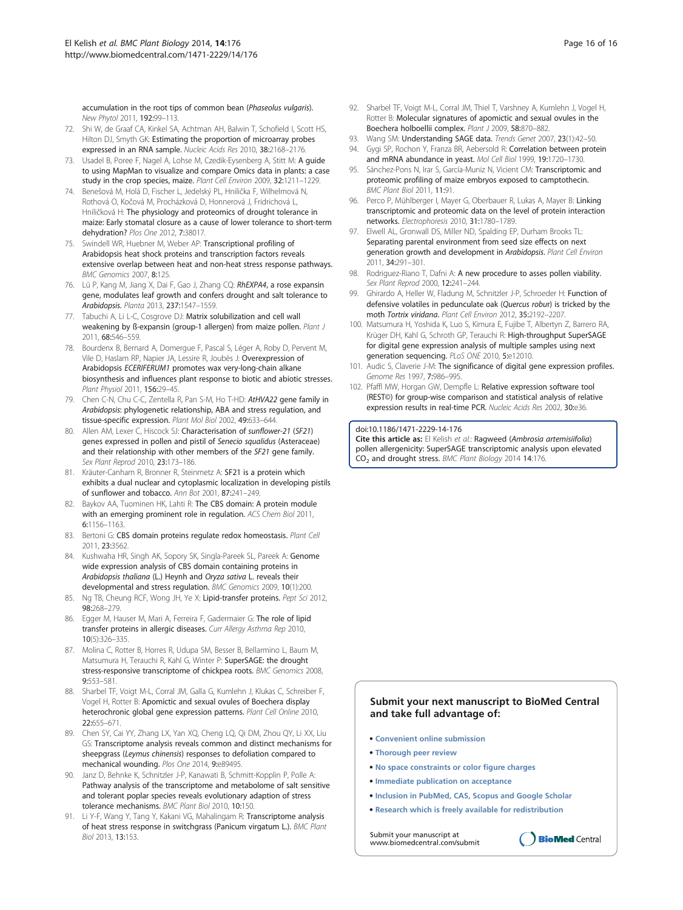accumulation in the root tips of common bean (*Phaseolus vulgaris*). *New Phytol* 2011, **192:**99–113.

72. Shi W, de Graaf CA, Kinkel SA, Achtman AH, Balwin T, Schofield I, Scott HS, Hilton DJ, Smyth GK: **Estimating the proportion of microarray probes expressed in an RNA sample.** *Nucleic Acids Res* 2010, **38:**2168–2176.
73. Usadel B, Poree F, Nagel A, Lohse M, Czedik-Eysenberg A, Stitt M: **A guide to using MapMan to visualize and compare Omics data in plants: a case study in the crop species, maize.** *Plant Cell Environ* 2009, **32:**1211–1229.
74. Benešová M, Holá D, Fischer L, Jedelský PL, Hnilička F, Wilhelmová N, Rothová O, Kočová M, Procházková D, Honnerová J, Fridrichová L, Hniličková H: **The physiology and proteomics of drought tolerance in maize: Early stomatal closure as a cause of lower tolerance to short-term dehydration?** *Plos One* 2012, **7:**38017.
75. Swindell WR, Huebner M, Weber AP: **Transcriptional profiling of Arabidopsis heat shock proteins and transcription factors reveals extensive overlap between heat and non-heat stress response pathways.** *BMC Genomics* 2007, **8:**125.
76. Lü P, Kang M, Jiang X, Dai F, Gao J, Zhang CQ: ***RhEXPA4*, a rose expansin gene, modulates leaf growth and confers drought and salt tolerance to *Arabidopsis*.** *Planta* 2013, **237:**1547–1559.
77. Tabuchi A, Li L-C, Cosgrove DJ: **Matrix solubilization and cell wall weakening by ß-expansin (group-1 allergen) from maize pollen.** *Plant J* 2011, **68:**546–559.
78. Bourdenx B, Bernard A, Domergue F, Pascal S, Léger A, Roby D, Pervent M, Vile D, Haslam RP, Napier JA, Lessire R, Joubès J: **Overexpression of Arabidopsis *ECERIFERUM1* promotes wax very-long-chain alkane biosynthesis and influences plant response to biotic and abiotic stresses.** *Plant Physiol* 2011, **156:**29–45.
79. Chen C-N, Chu C-C, Zentella R, Pan S-M, Ho T-HD: ***AtHVA22* gene family in *Arabidopsis*: phylogenetic relationship, ABA and stress regulation, and tissue-specific expression.** *Plant Mol Biol* 2002, **49:**633–644.
80. Allen AM, Lexer C, Hiscock SJ: **Characterisation of *sunflower-21* (*SF21*) genes expressed in pollen and pistil of *Senecio squalidus* (Asteraceae) and their relationship with other members of the *SF21* gene family.** *Sex Plant Reprod* 2010, **23:**173–186.
81. Kräuter-Canham R, Bronner R, Steinmetz A: **SF21 is a protein which exhibits a dual nuclear and cytoplasmic localization in developing pistils of sunflower and tobacco.** *Ann Bot* 2001, **87:**241–249.
82. Baykov AA, Tuominen HK, Lahti R: **The CBS domain: A protein module with an emerging prominent role in regulation.** *ACS Chem Biol* 2011, **6:**1156–1163.
83. Bertoni G: **CBS domain proteins regulate redox homeostasis.** *Plant Cell* 2011, **23:**3562.
84. Kushwaha HR, Singh AK, Sopory SK, Singla-Pareek SL, Pareek A: **Genome wide expression analysis of CBS domain containing proteins in *Arabidopsis thaliana* (L.) Heynh and *Oryza sativa* L. reveals their developmental and stress regulation.** *BMC Genomics* 2009, **10**(1):200.
85. Ng TB, Cheung RCF, Wong JH, Ye X: **Lipid-transfer proteins.** *Pept Sci* 2012, **98:**268–279.
86. Egger M, Hauser M, Mari A, Ferreira F, Gadermaier G: **The role of lipid transfer proteins in allergic diseases.** *Curr Allergy Asthma Rep* 2010, **10**(5):326–335.
87. Molina C, Rotter B, Horres R, Udupa SM, Besser B, Bellarmino L, Baum M, Matsumura H, Terauchi R, Kahl G, Winter P: **SuperSAGE: the drought stress-responsive transcriptome of chickpea roots.** *BMC Genomics* 2008, **9:**553–581.
88. Sharbel TF, Voigt M-L, Corral JM, Galla G, Kumlehn J, Klukas C, Schreiber F, Vogel H, Rotter B: **Apomictic and sexual ovules of Boechera display heterochronic global gene expression patterns.** *Plant Cell Online* 2010, **22:**655–671.
89. Chen SY, Cai YY, Zhang LX, Yan XQ, Cheng LQ, Qi DM, Zhou QY, Li XX, Liu GS: **Transcriptome analysis reveals common and distinct mechanisms for sheepgrass (*Leymus chinensis*) responses to defoliation compared to mechanical wounding.** *Plos One* 2014, **9:**e89495.
90. Janz D, Behnke K, Schnitzler J-P, Kanawati B, Schmitt-Kopplin P, Polle A: **Pathway analysis of the transcriptome and metabolome of salt sensitive and tolerant poplar species reveals evolutionary adaption of stress tolerance mechanisms.** *BMC Plant Biol* 2010, **10:**150.
91. Li Y-F, Wang Y, Tang Y, Kakani VG, Mahalingam R: **Transcriptome analysis of heat stress response in switchgrass (Panicum virgatum L.).** *BMC Plant Biol* 2013, **13:**153.
92. Sharbel TF, Voigt M-L, Corral JM, Thiel T, Varshney A, Kumlehn J, Vogel H, Rotter B: **Molecular signatures of apomictic and sexual ovules in the Boechera holboellii complex.** *Plant J* 2009, **58:**870–882.
93. Wang SM: **Understanding SAGE data.** *Trends Genet* 2007, **23**(1):42–50.
94. Gygi SP, Rochon Y, Franza BR, Aebersold R: **Correlation between protein and mRNA abundance in yeast.** *Mol Cell Biol* 1999, **19:**1720–1730.
95. Sánchez-Pons N, Irar S, García-Muniz N, Vicient CM: **Transcriptomic and proteomic profiling of maize embryos exposed to camptothecin.** *BMC Plant Biol* 2011, **11:**91.
96. Perco P, Mühlberger I, Mayer G, Oberbauer R, Lukas A, Mayer B: **Linking transcriptomic and proteomic data on the level of protein interaction networks.** *Electrophoresis* 2010, **31:**1780–1789.
97. Elwell AL, Gronwall DS, Miller ND, Spalding EP, Durham Brooks TL: **Separating parental environment from seed size effects on next generation growth and development in *Arabidopsis*.** *Plant Cell Environ* 2011, **34:**291–301.
98. Rodriguez-Riano T, Dafni A: **A new procedure to asses pollen viability.** *Sex Plant Reprod* 2000, **12:**241–244.
99. Ghirardo A, Heller W, Fladung M, Schnitzler J-P, Schroeder H: **Function of defensive volatiles in pedunculate oak (*Quercus robur*) is tricked by the moth *Tortrix viridana*.** *Plant Cell Environ* 2012, **35:**2192–2207.
100. Matsumura H, Yoshida K, Luo S, Kimura E, Fujibe T, Albertyn Z, Barrero RA, Krüger DH, Kahl G, Schroth GP, Terauchi R: **High-throughput SuperSAGE for digital gene expression analysis of multiple samples using next generation sequencing.** *PLoS ONE* 2010, **5:**e12010.
101. Audic S, Claverie J-M: **The significance of digital gene expression profiles.** *Genome Res* 1997, **7:**986–995.
102. Pfaffl MW, Horgan GW, Dempfle L: **Relative expression software tool (REST©) for group-wise comparison and statistical analysis of relative expression results in real-time PCR.** *Nucleic Acids Res* 2002, **30:**e36.

doi:10.1186/1471-2229-14-176
**Cite this article as:** El Kelish *et al.*: Ragweed (*Ambrosia artemisiifolia*) pollen allergenicity: SuperSAGE transcriptomic analysis upon elevated $CO_2$ and drought stress. *BMC Plant Biology* 2014 **14**:176.

**Submit your next manuscript to BioMed Central and take full advantage of:**

- **Convenient online submission**
- **Thorough peer review**
- **No space constraints or color figure charges**
- **Immediate publication on acceptance**
- **Inclusion in PubMed, CAS, Scopus and Google Scholar**
- **Research which is freely available for redistribution**

Submit your manuscript at
www.biomedcentral.com/submit

BioMed Central